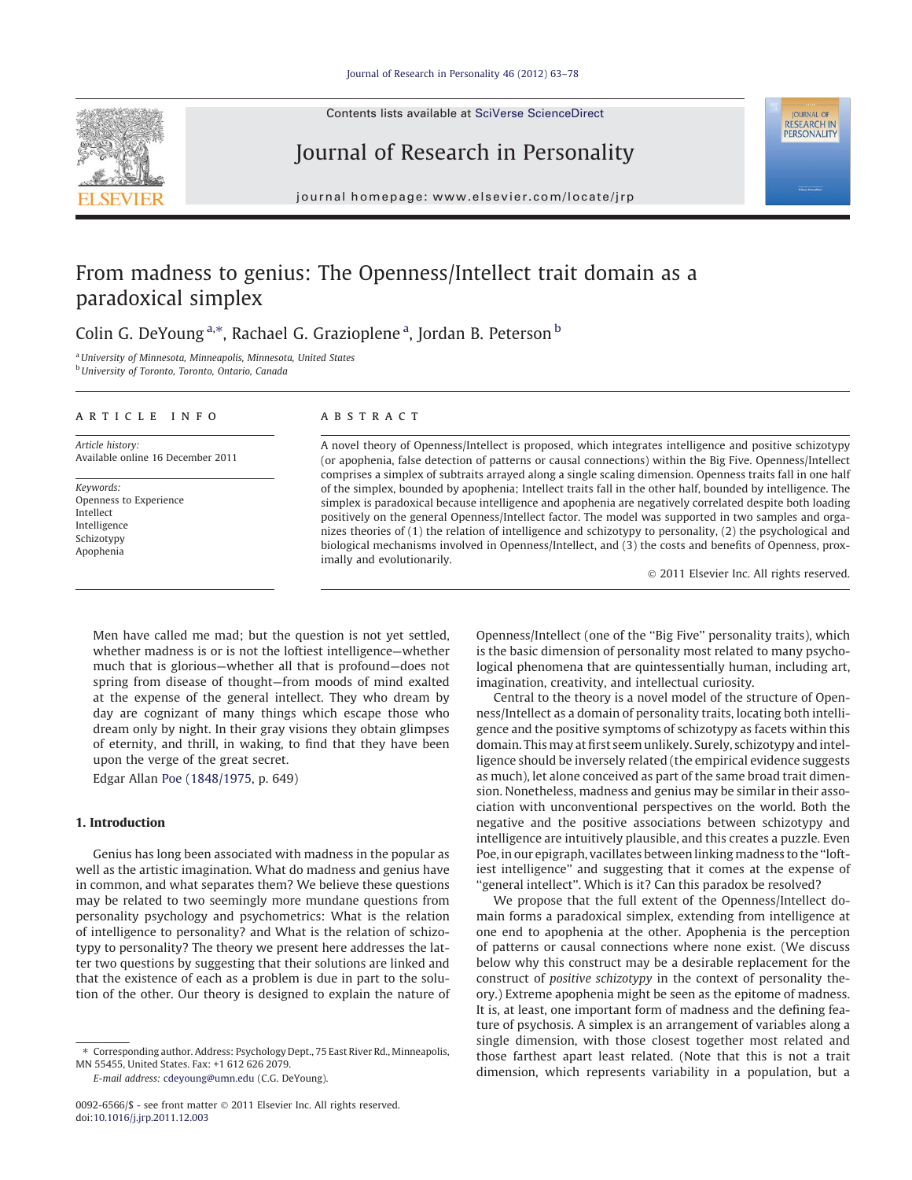# From madness to genius: The Openness/Intellect trait domain as a paradoxical simplex

Colin G. DeYoung [a,*], Rachael G. Grazioplene [a], Jordan B. Peterson [b]

[a] University of Minnesota, Minneapolis, Minnesota, United States
[b] University of Toronto, Toronto, Ontario, Canada

**ARTICLE INFO**

*Article history:*
Available online 16 December 2011

*Keywords:*
Openness to Experience
Intellect
Intelligence
Schizotypy
Apophenia

**ABSTRACT**

A novel theory of Openness/Intellect is proposed, which integrates intelligence and positive schizotypy (or apophenia, false detection of patterns or causal connections) within the Big Five. Openness/Intellect comprises a simplex of subtraits arrayed along a single scaling dimension. Openness traits fall in one half of the simplex, bounded by apophenia; Intellect traits fall in the other half, bounded by intelligence. The simplex is paradoxical because intelligence and apophenia are negatively correlated despite both loading positively on the general Openness/Intellect factor. The model was supported in two samples and organizes theories of (1) the relation of intelligence and schizotypy to personality, (2) the psychological and biological mechanisms involved in Openness/Intellect, and (3) the costs and benefits of Openness, proximally and evolutionarily.

© 2011 Elsevier Inc. All rights reserved.

> Men have called me mad; but the question is not yet settled, whether madness is or is not the loftiest intelligence—whether much that is glorious—whether all that is profound—does not spring from disease of thought—from moods of mind exalted at the expense of the general intellect. They who dream by day are cognizant of many things which escape those who dream only by night. In their gray visions they obtain glimpses of eternity, and thrill, in waking, to find that they have been upon the verge of the great secret.
>
> Edgar Allan Poe (1848/1975, p. 649)

## 1. Introduction

Genius has long been associated with madness in the popular as well as the artistic imagination. What do madness and genius have in common, and what separates them? We believe these questions may be related to two seemingly more mundane questions from personality psychology and psychometrics: What is the relation of intelligence to personality? and What is the relation of schizotypy to personality? The theory we present here addresses the latter two questions by suggesting that their solutions are linked and that the existence of each as a problem is due in part to the solution of the other. Our theory is designed to explain the nature of Openness/Intellect (one of the "Big Five" personality traits), which is the basic dimension of personality most related to many psychological phenomena that are quintessentially human, including art, imagination, creativity, and intellectual curiosity.

Central to the theory is a novel model of the structure of Openness/Intellect as a domain of personality traits, locating both intelligence and the positive symptoms of schizotypy as facets within this domain. This may at first seem unlikely. Surely, schizotypy and intelligence should be inversely related (the empirical evidence suggests as much), let alone conceived as part of the same broad trait dimension. Nonetheless, madness and genius may be similar in their association with unconventional perspectives on the world. Both the negative and the positive associations between schizotypy and intelligence are intuitively plausible, and this creates a puzzle. Even Poe, in our epigraph, vacillates between linking madness to the "loftiest intelligence" and suggesting that it comes at the expense of "general intellect". Which is it? Can this paradox be resolved?

We propose that the full extent of the Openness/Intellect domain forms a paradoxical simplex, extending from intelligence at one end to apophenia at the other. Apophenia is the perception of patterns or causal connections where none exist. (We discuss below why this construct may be a desirable replacement for the construct of *positive schizotypy* in the context of personality theory.) Extreme apophenia might be seen as the epitome of madness. It is, at least, one important form of madness and the defining feature of psychosis. A simplex is an arrangement of variables along a single dimension, with those closest together most related and those farthest apart least related. (Note that this is not a trait dimension, which represents variability in a population, but a

---

* Corresponding author. Address: Psychology Dept., 75 East River Rd., Minneapolis, MN 55455, United States. Fax: +1 612 626 2079.
*E-mail address:* cdeyoung@umn.edu (C.G. DeYoung).

0092-6566/$ - see front matter © 2011 Elsevier Inc. All rights reserved.
doi:10.1016/j.jrp.2011.12.003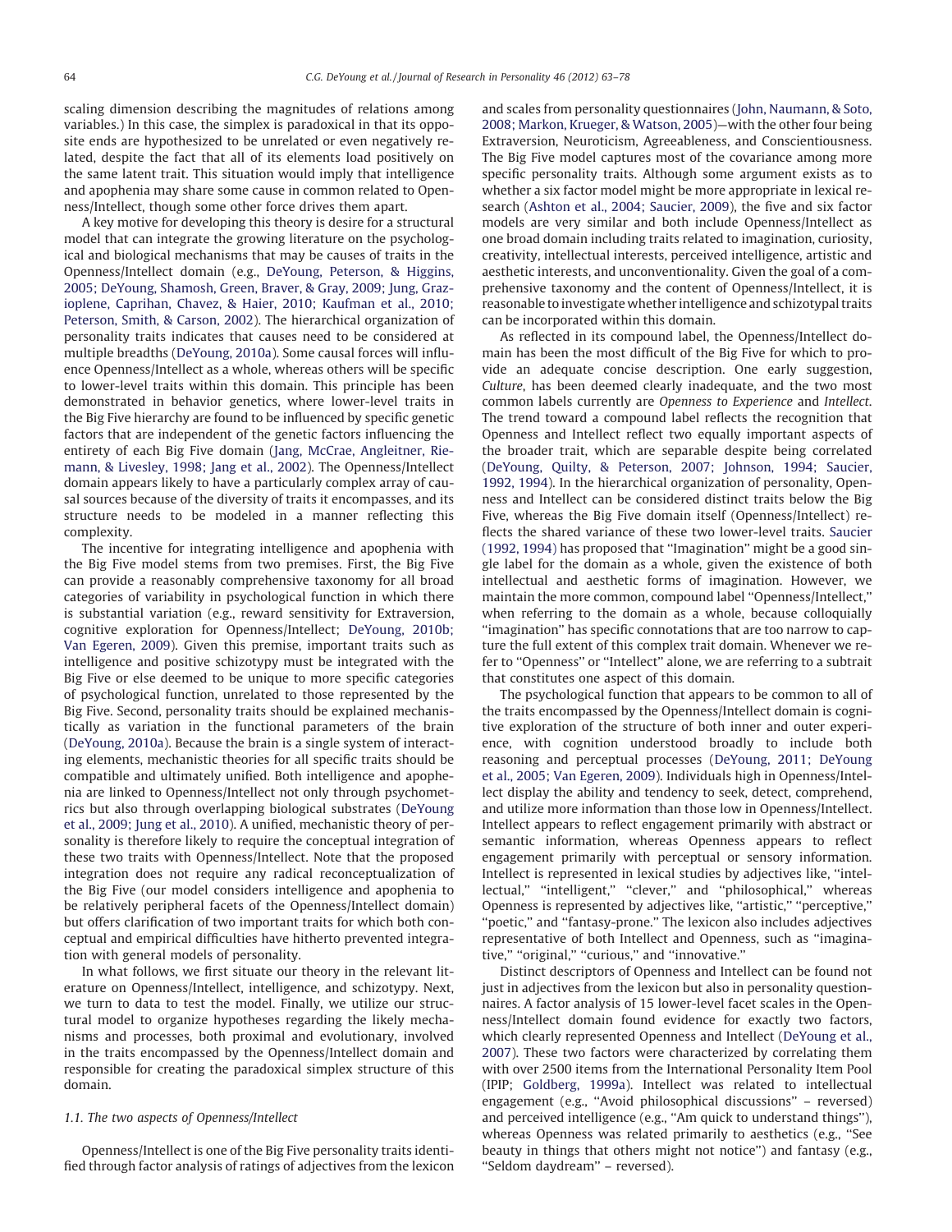scaling dimension describing the magnitudes of relations among variables.) In this case, the simplex is paradoxical in that its opposite ends are hypothesized to be unrelated or even negatively related, despite the fact that all of its elements load positively on the same latent trait. This situation would imply that intelligence and apophenia may share some cause in common related to Openness/Intellect, though some other force drives them apart.

A key motive for developing this theory is desire for a structural model that can integrate the growing literature on the psychological and biological mechanisms that may be causes of traits in the Openness/Intellect domain (e.g., DeYoung, Peterson, & Higgins, 2005; DeYoung, Shamosh, Green, Braver, & Gray, 2009; Jung, Grazioplene, Caprihan, Chavez, & Haier, 2010; Kaufman et al., 2010; Peterson, Smith, & Carson, 2002). The hierarchical organization of personality traits indicates that causes need to be considered at multiple breadths (DeYoung, 2010a). Some causal forces will influence Openness/Intellect as a whole, whereas others will be specific to lower-level traits within this domain. This principle has been demonstrated in behavior genetics, where lower-level traits in the Big Five hierarchy are found to be influenced by specific genetic factors that are independent of the genetic factors influencing the entirety of each Big Five domain (Jang, McCrae, Angleitner, Riemann, & Livesley, 1998; Jang et al., 2002). The Openness/Intellect domain appears likely to have a particularly complex array of causal sources because of the diversity of traits it encompasses, and its structure needs to be modeled in a manner reflecting this complexity.

The incentive for integrating intelligence and apophenia with the Big Five model stems from two premises. First, the Big Five can provide a reasonably comprehensive taxonomy for all broad categories of variability in psychological function in which there is substantial variation (e.g., reward sensitivity for Extraversion, cognitive exploration for Openness/Intellect; DeYoung, 2010b; Van Egeren, 2009). Given this premise, important traits such as intelligence and positive schizotypy must be integrated with the Big Five or else deemed to be unique to more specific categories of psychological function, unrelated to those represented by the Big Five. Second, personality traits should be explained mechanistically as variation in the functional parameters of the brain (DeYoung, 2010a). Because the brain is a single system of interacting elements, mechanistic theories for all specific traits should be compatible and ultimately unified. Both intelligence and apophenia are linked to Openness/Intellect not only through psychometrics but also through overlapping biological substrates (DeYoung et al., 2009; Jung et al., 2010). A unified, mechanistic theory of personality is therefore likely to require the conceptual integration of these two traits with Openness/Intellect. Note that the proposed integration does not require any radical reconceptualization of the Big Five (our model considers intelligence and apophenia to be relatively peripheral facets of the Openness/Intellect domain) but offers clarification of two important traits for which both conceptual and empirical difficulties have hitherto prevented integration with general models of personality.

In what follows, we first situate our theory in the relevant literature on Openness/Intellect, intelligence, and schizotypy. Next, we turn to data to test the model. Finally, we utilize our structural model to organize hypotheses regarding the likely mechanisms and processes, both proximal and evolutionary, involved in the traits encompassed by the Openness/Intellect domain and responsible for creating the paradoxical simplex structure of this domain.

### 1.1. The two aspects of Openness/Intellect

Openness/Intellect is one of the Big Five personality traits identified through factor analysis of ratings of adjectives from the lexicon and scales from personality questionnaires (John, Naumann, & Soto, 2008; Markon, Krueger, & Watson, 2005)—with the other four being Extraversion, Neuroticism, Agreeableness, and Conscientiousness. The Big Five model captures most of the covariance among more specific personality traits. Although some argument exists as to whether a six factor model might be more appropriate in lexical research (Ashton et al., 2004; Saucier, 2009), the five and six factor models are very similar and both include Openness/Intellect as one broad domain including traits related to imagination, curiosity, creativity, intellectual interests, perceived intelligence, artistic and aesthetic interests, and unconventionality. Given the goal of a comprehensive taxonomy and the content of Openness/Intellect, it is reasonable to investigate whether intelligence and schizotypal traits can be incorporated within this domain.

As reflected in its compound label, the Openness/Intellect domain has been the most difficult of the Big Five for which to provide an adequate concise description. One early suggestion, *Culture*, has been deemed clearly inadequate, and the two most common labels currently are *Openness to Experience* and *Intellect*. The trend toward a compound label reflects the recognition that Openness and Intellect reflect two equally important aspects of the broader trait, which are separable despite being correlated (DeYoung, Quilty, & Peterson, 2007; Johnson, 1994; Saucier, 1992, 1994). In the hierarchical organization of personality, Openness and Intellect can be considered distinct traits below the Big Five, whereas the Big Five domain itself (Openness/Intellect) reflects the shared variance of these two lower-level traits. Saucier (1992, 1994) has proposed that ''Imagination'' might be a good single label for the domain as a whole, given the existence of both intellectual and aesthetic forms of imagination. However, we maintain the more common, compound label ''Openness/Intellect,'' when referring to the domain as a whole, because colloquially ''imagination'' has specific connotations that are too narrow to capture the full extent of this complex trait domain. Whenever we refer to ''Openness'' or ''Intellect'' alone, we are referring to a subtrait that constitutes one aspect of this domain.

The psychological function that appears to be common to all of the traits encompassed by the Openness/Intellect domain is cognitive exploration of the structure of both inner and outer experience, with cognition understood broadly to include both reasoning and perceptual processes (DeYoung, 2011; DeYoung et al., 2005; Van Egeren, 2009). Individuals high in Openness/Intellect display the ability and tendency to seek, detect, comprehend, and utilize more information than those low in Openness/Intellect. Intellect appears to reflect engagement primarily with abstract or semantic information, whereas Openness appears to reflect engagement primarily with perceptual or sensory information. Intellect is represented in lexical studies by adjectives like, ''intellectual,'' ''intelligent,'' ''clever,'' and ''philosophical,'' whereas Openness is represented by adjectives like, ''artistic,'' ''perceptive,'' ''poetic,'' and ''fantasy-prone.'' The lexicon also includes adjectives representative of both Intellect and Openness, such as ''imaginative,'' ''original,'' ''curious,'' and ''innovative.''

Distinct descriptors of Openness and Intellect can be found not just in adjectives from the lexicon but also in personality questionnaires. A factor analysis of 15 lower-level facet scales in the Openness/Intellect domain found evidence for exactly two factors, which clearly represented Openness and Intellect (DeYoung et al., 2007). These two factors were characterized by correlating them with over 2500 items from the International Personality Item Pool (IPIP; Goldberg, 1999a). Intellect was related to intellectual engagement (e.g., ''Avoid philosophical discussions'' – reversed) and perceived intelligence (e.g., ''Am quick to understand things''), whereas Openness was related primarily to aesthetics (e.g., ''See beauty in things that others might not notice'') and fantasy (e.g., ''Seldom daydream'' – reversed).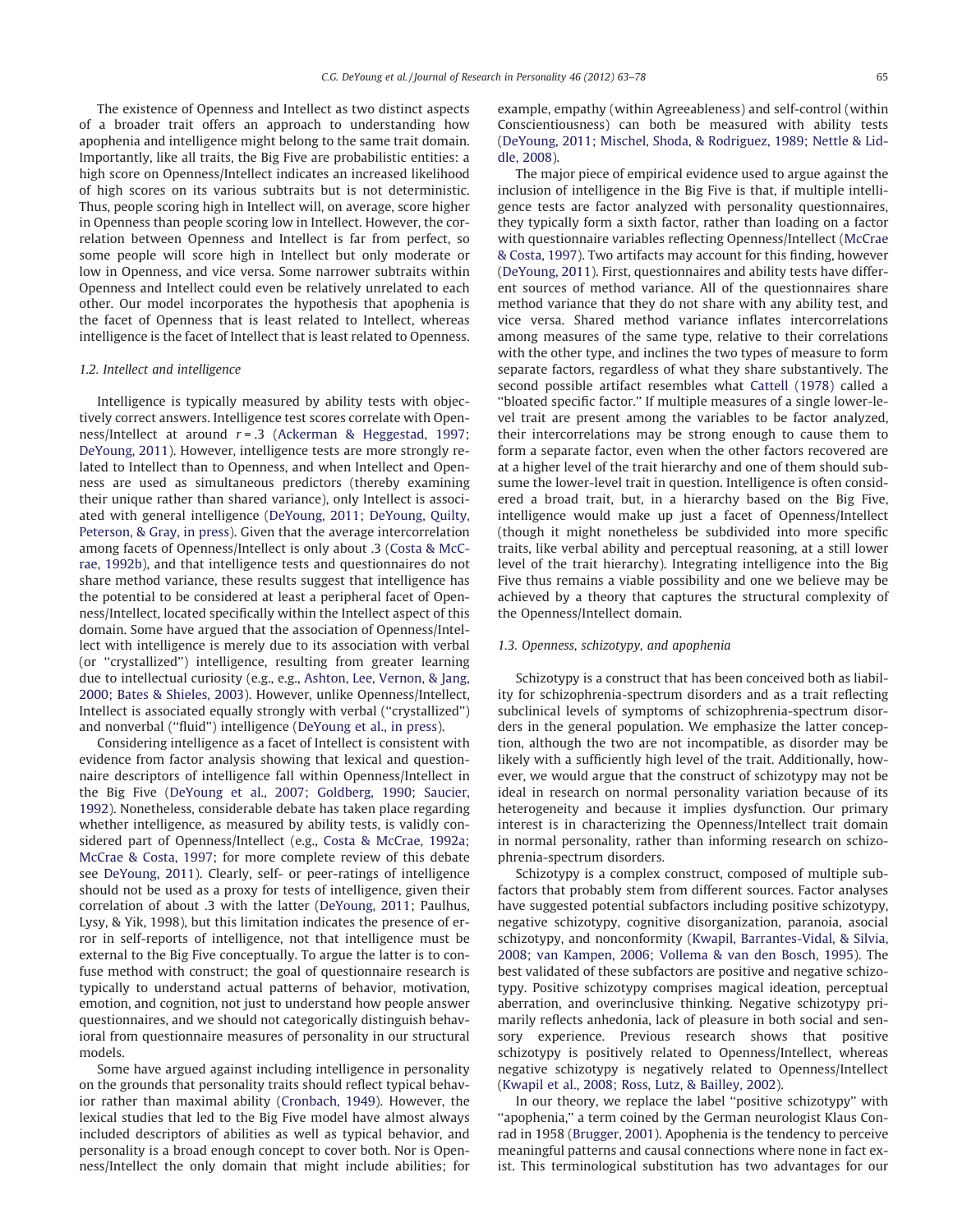The existence of Openness and Intellect as two distinct aspects of a broader trait offers an approach to understanding how apophenia and intelligence might belong to the same trait domain. Importantly, like all traits, the Big Five are probabilistic entities: a high score on Openness/Intellect indicates an increased likelihood of high scores on its various subtraits but is not deterministic. Thus, people scoring high in Intellect will, on average, score higher in Openness than people scoring low in Intellect. However, the correlation between Openness and Intellect is far from perfect, so some people will score high in Intellect but only moderate or low in Openness, and vice versa. Some narrower subtraits within Openness and Intellect could even be relatively unrelated to each other. Our model incorporates the hypothesis that apophenia is the facet of Openness that is least related to Intellect, whereas intelligence is the facet of Intellect that is least related to Openness.

### 1.2. Intellect and intelligence

Intelligence is typically measured by ability tests with objectively correct answers. Intelligence test scores correlate with Openness/Intellect at around $r = .3$ (Ackerman & Heggestad, 1997; DeYoung, 2011). However, intelligence tests are more strongly related to Intellect than to Openness, and when Intellect and Openness are used as simultaneous predictors (thereby examining their unique rather than shared variance), only Intellect is associated with general intelligence (DeYoung, 2011; DeYoung, Quilty, Peterson, & Gray, in press). Given that the average intercorrelation among facets of Openness/Intellect is only about .3 (Costa & McCrae, 1992b), and that intelligence tests and questionnaires do not share method variance, these results suggest that intelligence has the potential to be considered at least a peripheral facet of Openness/Intellect, located specifically within the Intellect aspect of this domain. Some have argued that the association of Openness/Intellect with intelligence is merely due to its association with verbal (or ''crystallized'') intelligence, resulting from greater learning due to intellectual curiosity (e.g., e.g., Ashton, Lee, Vernon, & Jang, 2000; Bates & Shieles, 2003). However, unlike Openness/Intellect, Intellect is associated equally strongly with verbal (''crystallized'') and nonverbal (''fluid'') intelligence (DeYoung et al., in press).

Considering intelligence as a facet of Intellect is consistent with evidence from factor analysis showing that lexical and questionnaire descriptors of intelligence fall within Openness/Intellect in the Big Five (DeYoung et al., 2007; Goldberg, 1990; Saucier, 1992). Nonetheless, considerable debate has taken place regarding whether intelligence, as measured by ability tests, is validly considered part of Openness/Intellect (e.g., Costa & McCrae, 1992a; McCrae & Costa, 1997; for more complete review of this debate see DeYoung, 2011). Clearly, self- or peer-ratings of intelligence should not be used as a proxy for tests of intelligence, given their correlation of about .3 with the latter (DeYoung, 2011; Paulhus, Lysy, & Yik, 1998), but this limitation indicates the presence of error in self-reports of intelligence, not that intelligence must be external to the Big Five conceptually. To argue the latter is to confuse method with construct; the goal of questionnaire research is typically to understand actual patterns of behavior, motivation, emotion, and cognition, not just to understand how people answer questionnaires, and we should not categorically distinguish behavioral from questionnaire measures of personality in our structural models.

Some have argued against including intelligence in personality on the grounds that personality traits should reflect typical behavior rather than maximal ability (Cronbach, 1949). However, the lexical studies that led to the Big Five model have almost always included descriptors of abilities as well as typical behavior, and personality is a broad enough concept to cover both. Nor is Openness/Intellect the only domain that might include abilities; for example, empathy (within Agreeableness) and self-control (within Conscientiousness) can both be measured with ability tests (DeYoung, 2011; Mischel, Shoda, & Rodriguez, 1989; Nettle & Liddle, 2008).

The major piece of empirical evidence used to argue against the inclusion of intelligence in the Big Five is that, if multiple intelligence tests are factor analyzed with personality questionnaires, they typically form a sixth factor, rather than loading on a factor with questionnaire variables reflecting Openness/Intellect (McCrae & Costa, 1997). Two artifacts may account for this finding, however (DeYoung, 2011). First, questionnaires and ability tests have different sources of method variance. All of the questionnaires share method variance that they do not share with any ability test, and vice versa. Shared method variance inflates intercorrelations among measures of the same type, relative to their correlations with the other type, and inclines the two types of measure to form separate factors, regardless of what they share substantively. The second possible artifact resembles what Cattell (1978) called a ''bloated specific factor.'' If multiple measures of a single lower-level trait are present among the variables to be factor analyzed, their intercorrelations may be strong enough to cause them to form a separate factor, even when the other factors recovered are at a higher level of the trait hierarchy and one of them should subsume the lower-level trait in question. Intelligence is often considered a broad trait, but, in a hierarchy based on the Big Five, intelligence would make up just a facet of Openness/Intellect (though it might nonetheless be subdivided into more specific traits, like verbal ability and perceptual reasoning, at a still lower level of the trait hierarchy). Integrating intelligence into the Big Five thus remains a viable possibility and one we believe may be achieved by a theory that captures the structural complexity of the Openness/Intellect domain.

### 1.3. Openness, schizotypy, and apophenia

Schizotypy is a construct that has been conceived both as liability for schizophrenia-spectrum disorders and as a trait reflecting subclinical levels of symptoms of schizophrenia-spectrum disorders in the general population. We emphasize the latter conception, although the two are not incompatible, as disorder may be likely with a sufficiently high level of the trait. Additionally, however, we would argue that the construct of schizotypy may not be ideal in research on normal personality variation because of its heterogeneity and because it implies dysfunction. Our primary interest is in characterizing the Openness/Intellect trait domain in normal personality, rather than informing research on schizophrenia-spectrum disorders.

Schizotypy is a complex construct, composed of multiple subfactors that probably stem from different sources. Factor analyses have suggested potential subfactors including positive schizotypy, negative schizotypy, cognitive disorganization, paranoia, asocial schizotypy, and nonconformity (Kwapil, Barrantes-Vidal, & Silvia, 2008; van Kampen, 2006; Vollema & van den Bosch, 1995). The best validated of these subfactors are positive and negative schizotypy. Positive schizotypy comprises magical ideation, perceptual aberration, and overinclusive thinking. Negative schizotypy primarily reflects anhedonia, lack of pleasure in both social and sensory experience. Previous research shows that positive schizotypy is positively related to Openness/Intellect, whereas negative schizotypy is negatively related to Openness/Intellect (Kwapil et al., 2008; Ross, Lutz, & Bailey, 2002).

In our theory, we replace the label ''positive schizotypy'' with ''apophenia,'' a term coined by the German neurologist Klaus Conrad in 1958 (Brugger, 2001). Apophenia is the tendency to perceive meaningful patterns and causal connections where none in fact exist. This terminological substitution has two advantages for our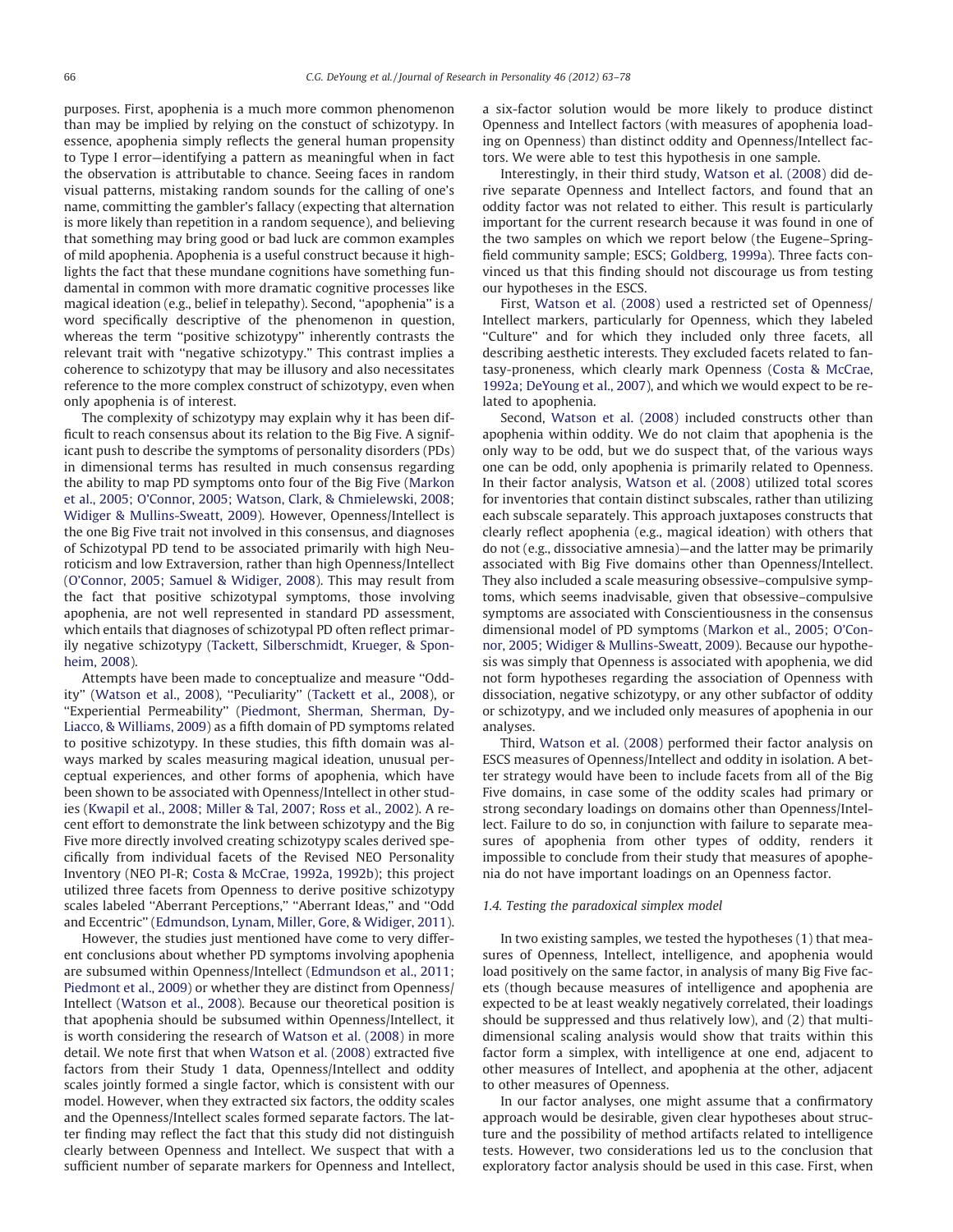purposes. First, apophenia is a much more common phenomenon than may be implied by relying on the constuct of schizotypy. In essence, apophenia simply reflects the general human propensity to Type I error—identifying a pattern as meaningful when in fact the observation is attributable to chance. Seeing faces in random visual patterns, mistaking random sounds for the calling of one's name, committing the gambler's fallacy (expecting that alternation is more likely than repetition in a random sequence), and believing that something may bring good or bad luck are common examples of mild apophenia. Apophenia is a useful construct because it highlights the fact that these mundane cognitions have something fundamental in common with more dramatic cognitive processes like magical ideation (e.g., belief in telepathy). Second, ''apophenia'' is a word specifically descriptive of the phenomenon in question, whereas the term ''positive schizotypy'' inherently contrasts the relevant trait with ''negative schizotypy.'' This contrast implies a coherence to schizotypy that may be illusory and also necessitates reference to the more complex construct of schizotypy, even when only apophenia is of interest.

The complexity of schizotypy may explain why it has been difficult to reach consensus about its relation to the Big Five. A significant push to describe the symptoms of personality disorders (PDs) in dimensional terms has resulted in much consensus regarding the ability to map PD symptoms onto four of the Big Five (Markon et al., 2005; O'Connor, 2005; Watson, Clark, & Chmielewski, 2008; Widiger & Mullins-Sweatt, 2009). However, Openness/Intellect is the one Big Five trait not involved in this consensus, and diagnoses of Schizotypal PD tend to be associated primarily with high Neuroticism and low Extraversion, rather than high Openness/Intellect (O'Connor, 2005; Samuel & Widiger, 2008). This may result from the fact that positive schizotypal symptoms, those involving apophenia, are not well represented in standard PD assessment, which entails that diagnoses of schizotypal PD often reflect primarily negative schizotypy (Tackett, Silberschmidt, Krueger, & Sponheim, 2008).

Attempts have been made to conceptualize and measure ''Oddity'' (Watson et al., 2008), ''Peculiarity'' (Tackett et al., 2008), or ''Experiential Permeability'' (Piedmont, Sherman, Sherman, Dy-Liacco, & Williams, 2009) as a fifth domain of PD symptoms related to positive schizotypy. In these studies, this fifth domain was always marked by scales measuring magical ideation, unusual perceptual experiences, and other forms of apophenia, which have been shown to be associated with Openness/Intellect in other studies (Kwapil et al., 2008; Miller & Tal, 2007; Ross et al., 2002). A recent effort to demonstrate the link between schizotypy and the Big Five more directly involved creating schizotypy scales derived specifically from individual facets of the Revised NEO Personality Inventory (NEO PI-R; Costa & McCrae, 1992a, 1992b); this project utilized three facets from Openness to derive positive schizotypy scales labeled ''Aberrant Perceptions,'' ''Aberrant Ideas,'' and ''Odd and Eccentric'' (Edmundson, Lynam, Miller, Gore, & Widiger, 2011).

However, the studies just mentioned have come to very different conclusions about whether PD symptoms involving apophenia are subsumed within Openness/Intellect (Edmundson et al., 2011; Piedmont et al., 2009) or whether they are distinct from Openness/Intellect (Watson et al., 2008). Because our theoretical position is that apophenia should be subsumed within Openness/Intellect, it is worth considering the research of Watson et al. (2008) in more detail. We note first that when Watson et al. (2008) extracted five factors from their Study 1 data, Openness/Intellect and oddity scales jointly formed a single factor, which is consistent with our model. However, when they extracted six factors, the oddity scales and the Openness/Intellect scales formed separate factors. The latter finding may reflect the fact that this study did not distinguish clearly between Openness and Intellect. We suspect that with a sufficient number of separate markers for Openness and Intellect, a six-factor solution would be more likely to produce distinct Openness and Intellect factors (with measures of apophenia loading on Openness) than distinct oddity and Openness/Intellect factors. We were able to test this hypothesis in one sample.

Interestingly, in their third study, Watson et al. (2008) did derive separate Openness and Intellect factors, and found that an oddity factor was not related to either. This result is particularly important for the current research because it was found in one of the two samples on which we report below (the Eugene–Springfield community sample; ESCS; Goldberg, 1999a). Three facts convinced us that this finding should not discourage us from testing our hypotheses in the ESCS.

First, Watson et al. (2008) used a restricted set of Openness/Intellect markers, particularly for Openness, which they labeled ''Culture'' and for which they included only three facets, all describing aesthetic interests. They excluded facets related to fantasy-proneness, which clearly mark Openness (Costa & McCrae, 1992a; DeYoung et al., 2007), and which we would expect to be related to apophenia.

Second, Watson et al. (2008) included constructs other than apophenia within oddity. We do not claim that apophenia is the only way to be odd, but we do suspect that, of the various ways one can be odd, only apophenia is primarily related to Openness. In their factor analysis, Watson et al. (2008) utilized total scores for inventories that contain distinct subscales, rather than utilizing each subscale separately. This approach juxtaposes constructs that clearly reflect apophenia (e.g., magical ideation) with others that do not (e.g., dissociative amnesia)—and the latter may be primarily associated with Big Five domains other than Openness/Intellect. They also included a scale measuring obsessive–compulsive symptoms, which seems inadvisable, given that obsessive–compulsive symptoms are associated with Conscientiousness in the consensus dimensional model of PD symptoms (Markon et al., 2005; O'Connor, 2005; Widiger & Mullins-Sweatt, 2009). Because our hypothesis was simply that Openness is associated with apophenia, we did not form hypotheses regarding the association of Openness with dissociation, negative schizotypy, or any other subfactor of oddity or schizotypy, and we included only measures of apophenia in our analyses.

Third, Watson et al. (2008) performed their factor analysis on ESCS measures of Openness/Intellect and oddity in isolation. A better strategy would have been to include facets from all of the Big Five domains, in case some of the oddity scales had primary or strong secondary loadings on domains other than Openness/Intellect. Failure to do so, in conjunction with failure to separate measures of apophenia from other types of oddity, renders it impossible to conclude from their study that measures of apophenia do not have important loadings on an Openness factor.

### 1.4. Testing the paradoxical simplex model

In two existing samples, we tested the hypotheses (1) that measures of Openness, Intellect, intelligence, and apophenia would load positively on the same factor, in analysis of many Big Five facets (though because measures of intelligence and apophenia are expected to be at least weakly negatively correlated, their loadings should be suppressed and thus relatively low), and (2) that multidimensional scaling analysis would show that traits within this factor form a simplex, with intelligence at one end, adjacent to other measures of Intellect, and apophenia at the other, adjacent to other measures of Openness.

In our factor analyses, one might assume that a confirmatory approach would be desirable, given clear hypotheses about structure and the possibility of method artifacts related to intelligence tests. However, two considerations led us to the conclusion that exploratory factor analysis should be used in this case. First, when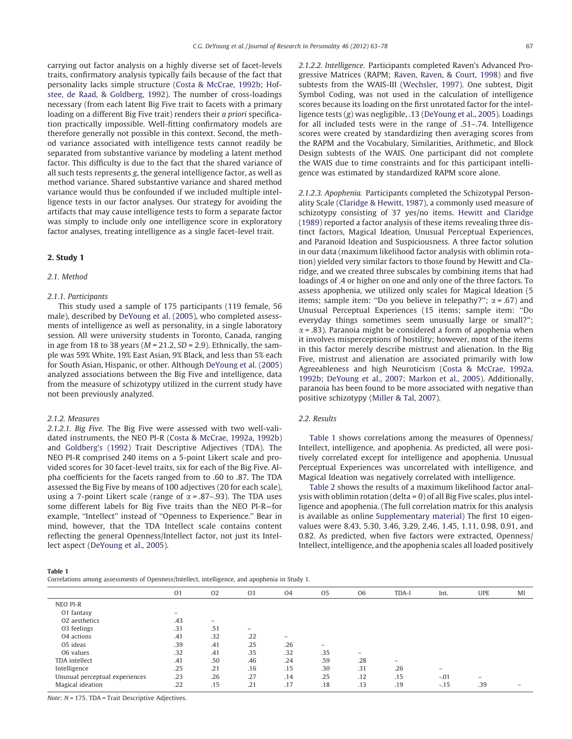carrying out factor analysis on a highly diverse set of facet-levels traits, confirmatory analysis typically fails because of the fact that personality lacks simple structure (Costa & McCrae, 1992b; Hofstee, de Raad, & Goldberg, 1992). The number of cross-loadings necessary (from each latent Big Five trait to facets with a primary loading on a different Big Five trait) renders their *a priori* specification practically impossible. Well-fitting confirmatory models are therefore generally not possible in this context. Second, the method variance associated with intelligence tests cannot readily be separated from substantive variance by modeling a latent method factor. This difficulty is due to the fact that the shared variance of all such tests represents *g*, the general intelligence factor, as well as method variance. Shared substantive variance and shared method variance would thus be confounded if we included multiple intelligence tests in our factor analyses. Our strategy for avoiding the artifacts that may cause intelligence tests to form a separate factor was simply to include only one intelligence score in exploratory factor analyses, treating intelligence as a single facet-level trait.

## 2. Study 1

### 2.1. Method

#### 2.1.1. Participants

This study used a sample of 175 participants (119 female, 56 male), described by DeYoung et al. (2005), who completed assessments of intelligence as well as personality, in a single laboratory session. All were university students in Toronto, Canada, ranging in age from 18 to 38 years ($M$ = 21.2, $SD$ = 2.9). Ethnically, the sample was 59% White, 19% East Asian, 9% Black, and less than 5% each for South Asian, Hispanic, or other. Although DeYoung et al. (2005) analyzed associations between the Big Five and intelligence, data from the measure of schizotypy utilized in the current study have not been previously analyzed.

#### 2.1.2. Measures

*2.1.2.1. Big Five.* The Big Five were assessed with two well-validated instruments, the NEO PI-R (Costa & McCrae, 1992a, 1992b) and Goldberg's (1992) Trait Descriptive Adjectives (TDA). The NEO PI-R comprised 240 items on a 5-point Likert scale and provided scores for 30 facet-level traits, six for each of the Big Five. Alpha coefficients for the facets ranged from to .60 to .87. The TDA assessed the Big Five by means of 100 adjectives (20 for each scale), using a 7-point Likert scale (range of $\alpha$ = .87–.93). The TDA uses some different labels for Big Five traits than the NEO PI-R—for example, "Intellect" instead of "Openness to Experience." Bear in mind, however, that the TDA Intellect scale contains content reflecting the general Openness/Intellect factor, not just its Intellect aspect (DeYoung et al., 2005).

*2.1.2.2. Intelligence.* Participants completed Raven's Advanced Progressive Matrices (RAPM; Raven, Raven, & Court, 1998) and five subtests from the WAIS-III (Wechsler, 1997). One subtest, Digit Symbol Coding, was not used in the calculation of intelligence scores because its loading on the first unrotated factor for the intelligence tests (*g*) was negligible, .13 (DeYoung et al., 2005). Loadings for all included tests were in the range of .51–.74. Intelligence scores were created by standardizing then averaging scores from the RAPM and the Vocabulary, Similarities, Arithmetic, and Block Design subtests of the WAIS. One participant did not complete the WAIS due to time constraints and for this participant intelligence was estimated by standardized RAPM score alone.

*2.1.2.3. Apophenia.* Participants completed the Schizotypal Personality Scale (Claridge & Hewitt, 1987), a commonly used measure of schizotypy consisting of 37 yes/no items. Hewitt and Claridge (1989) reported a factor analysis of these items revealing three distinct factors, Magical Ideation, Unusual Perceptual Experiences, and Paranoid Ideation and Suspiciousness. A three factor solution in our data (maximum likelihood factor analysis with oblimin rotation) yielded very similar factors to those found by Hewitt and Claridge, and we created three subscales by combining items that had loadings of .4 or higher on one and only one of the three factors. To assess apophenia, we utilized only scales for Magical Ideation (5 items; sample item: "Do you believe in telepathy?"; $\alpha$ = .67) and Unusual Perceptual Experiences (15 items; sample item: "Do everyday things sometimes seem unusually large or small?"; $\alpha$ = .83). Paranoia might be considered a form of apophenia when it involves misperceptions of hostility; however, most of the items in this factor merely describe mistrust and alienation. In the Big Five, mistrust and alienation are associated primarily with low Agreeableness and high Neuroticism (Costa & McCrae, 1992a, 1992b; DeYoung et al., 2007; Markon et al., 2005). Additionally, paranoia has been found to be more associated with negative than positive schizotypy (Miller & Tal, 2007).

### 2.2. Results

Table 1 shows correlations among the measures of Openness/Intellect, intelligence, and apophenia. As predicted, all were positively correlated except for intelligence and apophenia. Unusual Perceptual Experiences was uncorrelated with intelligence, and Magical Ideation was negatively correlated with intelligence.

Table 2 shows the results of a maximum likelihood factor analysis with oblimin rotation (delta = 0) of all Big Five scales, plus intelligence and apophenia. (The full correlation matrix for this analysis is available as online Supplementary material) The first 10 eigenvalues were 8.43, 5.30, 3.46, 3.29, 2.46, 1.45, 1.11, 0.98, 0.91, and 0.82. As predicted, when five factors were extracted, Openness/Intellect, intelligence, and the apophenia scales all loaded positively

**Table 1**
Correlations among assessments of Openness/Intellect, intelligence, and apophenia in Study 1.

| | O1 | O2 | O3 | O4 | O5 | O6 | TDA-I | Int. | UPE | MI |
|---|---|---|---|---|---|---|---|---|---|---|
| NEO PI-R | | | | | | | | | | |
| O1 fantasy | – | | | | | | | | | |
| O2 aesthetics | .43 | – | | | | | | | | |
| O3 feelings | .31 | .51 | – | | | | | | | |
| O4 actions | .41 | .32 | .22 | – | | | | | | |
| O5 ideas | .39 | .41 | .25 | .26 | – | | | | | |
| O6 values | .32 | .41 | .35 | .32 | .35 | – | | | | |
| TDA intellect | .41 | .50 | .46 | .24 | .59 | .28 | – | | | |
| Intelligence | .25 | .21 | .16 | .15 | .30 | .31 | .26 | – | | |
| Unusual perceptual experiences | .23 | .26 | .27 | .14 | .25 | .12 | .15 | -.01 | – | |
| Magical ideation | .22 | .15 | .21 | .17 | .18 | .13 | .19 | -.15 | .39 | – |

*Note*: $N$ = 175. TDA = Trait Descriptive Adjectives.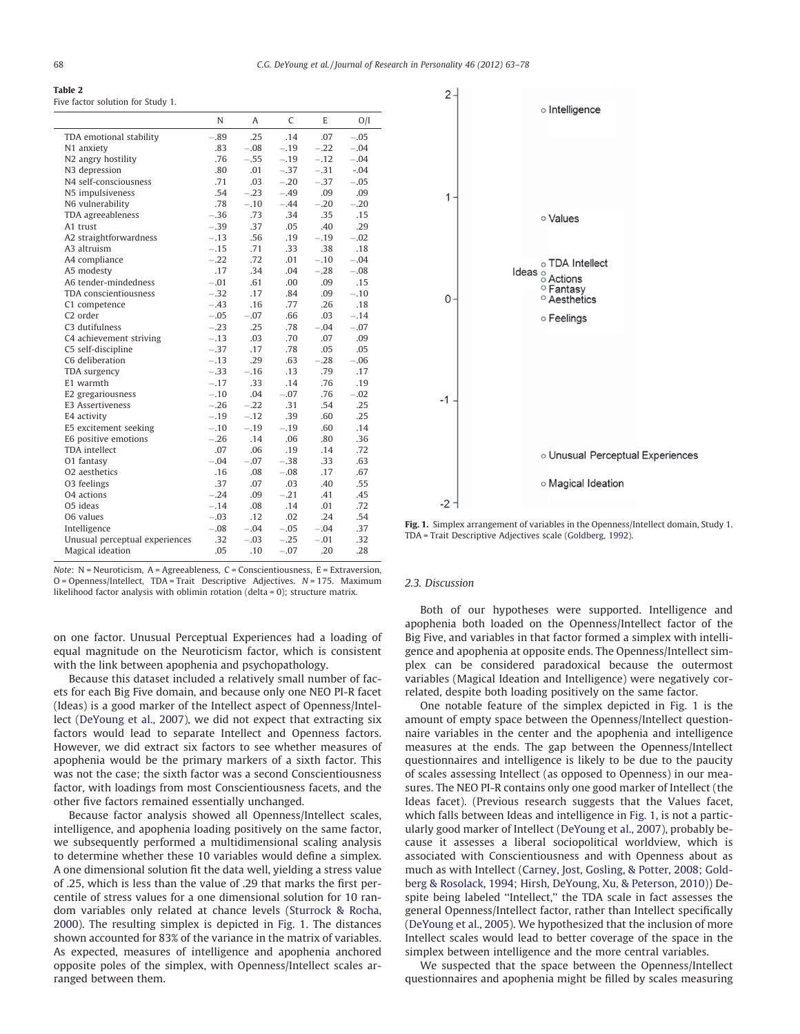**Table 2**
Five factor solution for Study 1.

| | N | A | C | E | O/I |
|---|---|---|---|---|---|
| TDA emotional stability | −.89 | .25 | .14 | .07 | −.05 |
| N1 anxiety | .83 | −.08 | −.19 | −.22 | −.04 |
| N2 angry hostility | .76 | −.55 | −.19 | −.12 | −.04 |
| N3 depression | .80 | .01 | −.37 | −.31 | -.04 |
| N4 self-consciousness | .71 | .03 | −.20 | −.37 | −.05 |
| N5 impulsiveness | .54 | −.23 | −.49 | .09 | .09 |
| N6 vulnerability | .78 | −.10 | −.44 | −.20 | −.20 |
| TDA agreeableness | −.36 | .73 | .34 | .35 | .15 |
| A1 trust | −.39 | .37 | .05 | .40 | .29 |
| A2 straightforwardness | −.13 | .56 | .19 | −.19 | −.02 |
| A3 altruism | −.15 | .71 | .33 | .38 | .18 |
| A4 compliance | −.22 | .72 | .01 | −.10 | −.04 |
| A5 modesty | .17 | .34 | .04 | −.28 | −.08 |
| A6 tender-mindedness | −.01 | .61 | .00 | .09 | .15 |
| TDA conscientiousness | −.32 | .17 | .84 | .09 | −.10 |
| C1 competence | −.43 | .16 | .77 | .26 | .18 |
| C2 order | −.05 | −.07 | .66 | .03 | −.14 |
| C3 dutifulness | −.23 | .25 | .78 | −.04 | −.07 |
| C4 achievement striving | −.13 | .03 | .70 | .07 | .09 |
| C5 self-discipline | −.37 | .17 | .78 | .05 | .05 |
| C6 deliberation | −.13 | .29 | .63 | −.28 | −.06 |
| TDA surgency | −.33 | −.16 | .13 | .79 | .17 |
| E1 warmth | −.17 | .33 | .14 | .76 | .19 |
| E2 gregariousness | −.10 | .04 | −.07 | .76 | −.02 |
| E3 Assertiveness | −.26 | −.22 | .31 | .54 | .25 |
| E4 activity | −.19 | −.12 | .39 | .60 | .25 |
| E5 excitement seeking | −.10 | −.19 | −.19 | .60 | .14 |
| E6 positive emotions | −.26 | .14 | .06 | .80 | .36 |
| TDA intellect | .07 | .06 | .19 | .14 | .72 |
| O1 fantasy | −.04 | −.07 | −.38 | .33 | .63 |
| O2 aesthetics | .16 | .08 | −.08 | .17 | .67 |
| O3 feelings | .37 | .07 | .03 | .40 | .55 |
| O4 actions | −.24 | .09 | −.21 | .41 | .45 |
| O5 ideas | −.14 | .08 | .14 | .01 | .72 |
| O6 values | −.03 | .12 | .02 | .24 | .54 |
| Intelligence | −.08 | −.04 | −.05 | −.04 | .37 |
| Unusual perceptual experiences | .32 | −.03 | −.25 | −.01 | .32 |
| Magical ideation | .05 | .10 | −.07 | .20 | .28 |

*Note*: N = Neuroticism, A = Agreeableness, C = Conscientiousness, E = Extraversion, O = Openness/Intellect, TDA = Trait Descriptive Adjectives. *N* = 175. Maximum likelihood factor analysis with oblimin rotation (delta = 0); structure matrix.

on one factor. Unusual Perceptual Experiences had a loading of equal magnitude on the Neuroticism factor, which is consistent with the link between apophenia and psychopathology.

Because this dataset included a relatively small number of facets for each Big Five domain, and because only one NEO PI-R facet (Ideas) is a good marker of the Intellect aspect of Openness/Intellect (DeYoung et al., 2007), we did not expect that extracting six factors would lead to separate Intellect and Openness factors. However, we did extract six factors to see whether measures of apophenia would be the primary markers of a sixth factor. This was not the case; the sixth factor was a second Conscientiousness factor, with loadings from most Conscientiousness facets, and the other five factors remained essentially unchanged.

Because factor analysis showed all Openness/Intellect scales, intelligence, and apophenia loading positively on the same factor, we subsequently performed a multidimensional scaling analysis to determine whether these 10 variables would define a simplex. A one dimensional solution fit the data well, yielding a stress value of .25, which is less than the value of .29 that marks the first percentile of stress values for a one dimensional solution for 10 random variables only related at chance levels (Sturrock & Rocha, 2000). The resulting simplex is depicted in Fig. 1. The distances shown accounted for 83% of the variance in the matrix of variables. As expected, measures of intelligence and apophenia anchored opposite poles of the simplex, with Openness/Intellect scales arranged between them.

**Fig. 1.** Simplex arrangement of variables in the Openness/Intellect domain, Study 1. TDA = Trait Descriptive Adjectives scale (Goldberg, 1992).

### 2.3. Discussion

Both of our hypotheses were supported. Intelligence and apophenia both loaded on the Openness/Intellect factor of the Big Five, and variables in that factor formed a simplex with intelligence and apophenia at opposite ends. The Openness/Intellect simplex can be considered paradoxical because the outermost variables (Magical Ideation and Intelligence) were negatively correlated, despite both loading positively on the same factor.

One notable feature of the simplex depicted in Fig. 1 is the amount of empty space between the Openness/Intellect questionnaire variables in the center and the apophenia and intelligence measures at the ends. The gap between the Openness/Intellect questionnaires and intelligence is likely to be due to the paucity of scales assessing Intellect (as opposed to Openness) in our measures. The NEO PI-R contains only one good marker of Intellect (the Ideas facet). (Previous research suggests that the Values facet, which falls between Ideas and intelligence in Fig. 1, is not a particularly good marker of Intellect (DeYoung et al., 2007), probably because it assesses a liberal sociopolitical worldview, which is associated with Conscientiousness and with Openness about as much as with Intellect (Carney, Jost, Gosling, & Potter, 2008; Goldberg & Rosolack, 1994; Hirsh, DeYoung, Xu, & Peterson, 2010)) Despite being labeled ''Intellect,'' the TDA scale in fact assesses the general Openness/Intellect factor, rather than Intellect specifically (DeYoung et al., 2005). We hypothesized that the inclusion of more Intellect scales would lead to better coverage of the space in the simplex between intelligence and the more central variables.

We suspected that the space between the Openness/Intellect questionnaires and apophenia might be filled by scales measuring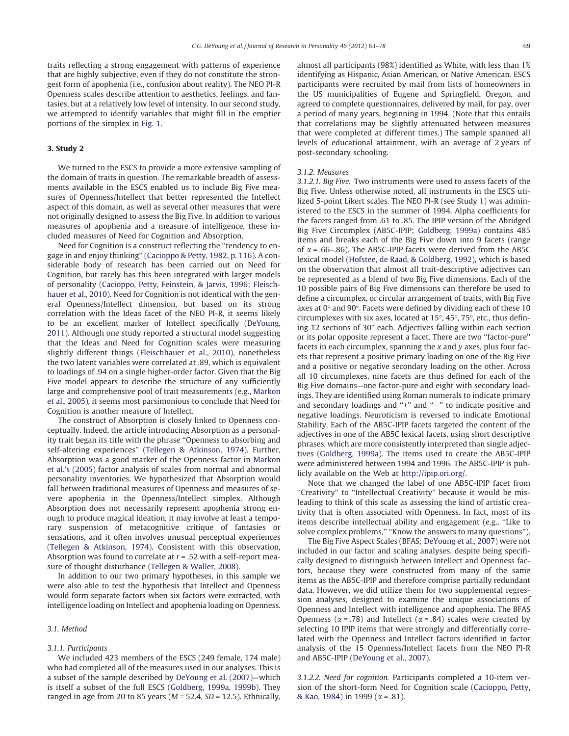traits reflecting a strong engagement with patterns of experience that are highly subjective, even if they do not constitute the strongest form of apophenia (i.e., confusion about reality). The NEO PI-R Openness scales describe attention to aesthetics, feelings, and fantasies, but at a relatively low level of intensity. In our second study, we attempted to identify variables that might fill in the emptier portions of the simplex in Fig. 1.

## 3. Study 2

We turned to the ESCS to provide a more extensive sampling of the domain of traits in question. The remarkable breadth of assessments available in the ESCS enabled us to include Big Five measures of Openness/Intellect that better represented the Intellect aspect of this domain, as well as several other measures that were not originally designed to assess the Big Five. In addition to various measures of apophenia and a measure of intelligence, these included measures of Need for Cognition and Absorption.

Need for Cognition is a construct reflecting the "tendency to engage in and enjoy thinking" (Cacioppo & Petty, 1982, p. 116). A considerable body of research has been carried out on Need for Cognition, but rarely has this been integrated with larger models of personality (Cacioppo, Petty, Feinstein, & Jarvis, 1996; Fleischhauer et al., 2010). Need for Cognition is not identical with the general Openness/Intellect dimension, but based on its strong correlation with the Ideas facet of the NEO PI-R, it seems likely to be an excellent marker of Intellect specifically (DeYoung, 2011). Although one study reported a structural model suggesting that the Ideas and Need for Cognition scales were measuring slightly different things (Fleischhauer et al., 2010), nonetheless the two latent variables were correlated at .89, which is equivalent to loadings of .94 on a single higher-order factor. Given that the Big Five model appears to describe the structure of any sufficiently large and comprehensive pool of trait measurements (e.g., Markon et al., 2005), it seems most parsimonious to conclude that Need for Cognition is another measure of Intellect.

The construct of Absorption is closely linked to Openness conceptually. Indeed, the article introducing Absorption as a personality trait began its title with the phrase "Openness to absorbing and self-altering experiences" (Tellegen & Atkinson, 1974). Further, Absorption was a good marker of the Openness factor in Markon et al.'s (2005) factor analysis of scales from normal and abnormal personality inventories. We hypothesized that Absorption would fall between traditional measures of Openness and measures of severe apophenia in the Openness/Intellect simplex. Although Absorption does not necessarily represent apophenia strong enough to produce magical ideation, it may involve at least a temporary suspension of metacognitive critique of fantasies or sensations, and it often involves unusual perceptual experiences (Tellegen & Atkinson, 1974). Consistent with this observation, Absorption was found to correlate at $r = .52$ with a self-report measure of thought disturbance (Tellegen & Waller, 2008).

In addition to our two primary hypotheses, in this sample we were also able to test the hypothesis that Intellect and Openness would form separate factors when six factors were extracted, with intelligence loading on Intellect and apophenia loading on Openness.

### 3.1. Method

#### 3.1.1. Participants

We included 423 members of the ESCS (249 female, 174 male) who had completed all of the measures used in our analyses. This is a subset of the sample described by DeYoung et al. (2007)—which is itself a subset of the full ESCS (Goldberg, 1999a, 1999b). They ranged in age from 20 to 85 years ($M = 52.4$, $SD = 12.5$). Ethnically, almost all participants (98%) identified as White, with less than 1% identifying as Hispanic, Asian American, or Native American. ESCS participants were recruited by mail from lists of homeowners in the US municipalities of Eugene and Springfield, Oregon, and agreed to complete questionnaires, delivered by mail, for pay, over a period of many years, beginning in 1994. (Note that this entails that correlations may be slightly attenuated between measures that were completed at different times.) The sample spanned all levels of educational attainment, with an average of 2 years of post-secondary schooling.

#### 3.1.2. Measures

*3.1.2.1. Big Five.* Two instruments were used to assess facets of the Big Five. Unless otherwise noted, all instruments in the ESCS utilized 5-point Likert scales. The NEO PI-R (see Study 1) was administered to the ESCS in the summer of 1994. Alpha coefficients for the facets ranged from .61 to .85. The IPIP version of the Abridged Big Five Circumplex (AB5C-IPIP; Goldberg, 1999a) contains 485 items and breaks each of the Big Five down into 9 facets (range of $\alpha = .66–.86$). The AB5C-IPIP facets were derived from the AB5C lexical model (Hofstee, de Raad, & Goldberg, 1992), which is based on the observation that almost all trait-descriptive adjectives can be represented as a blend of two Big Five dimensions. Each of the 10 possible pairs of Big Five dimensions can therefore be used to define a circumplex, or circular arrangement of traits, with Big Five axes at 0° and 90°. Facets were defined by dividing each of these 10 circumplexes with six axes, located at 15°, 45°, 75°, etc., thus defining 12 sections of 30° each. Adjectives falling within each section or its polar opposite represent a facet. There are two "factor-pure" facets in each circumplex, spanning the $x$ and $y$ axes, plus four facets that represent a positive primary loading on one of the Big Five and a positive or negative secondary loading on the other. Across all 10 circumplexes, nine facets are thus defined for each of the Big Five domains—one factor-pure and eight with secondary loadings. They are identified using Roman numerals to indicate primary and secondary loadings and "+" and "−" to indicate positive and negative loadings. Neuroticism is reversed to indicate Emotional Stability. Each of the AB5C-IPIP facets targeted the content of the adjectives in one of the AB5C lexical facets, using short descriptive phrases, which are more consistently interpreted than single adjectives (Goldberg, 1999a). The items used to create the AB5C-IPIP were administered between 1994 and 1996. The AB5C-IPIP is publicly available on the Web at http://ipip.ori.org/.

Note that we changed the label of one AB5C-IPIP facet from "Creativity" to "Intellectual Creativity" because it would be misleading to think of this scale as assessing the kind of artistic creativity that is often associated with Openness. In fact, most of its items describe intellectual ability and engagement (e.g., "Like to solve complex problems," "Know the answers to many questions").

The Big Five Aspect Scales (BFAS; DeYoung et al., 2007) were not included in our factor and scaling analyses, despite being specifically designed to distinguish between Intellect and Openness factors, because they were constructed from many of the same items as the AB5C-IPIP and therefore comprise partially redundant data. However, we did utilize them for two supplemental regression analyses, designed to examine the unique associations of Openness and Intellect with intelligence and apophenia. The BFAS Openness ($\alpha = .78$) and Intellect ($\alpha = .84$) scales were created by selecting 10 IPIP items that were strongly and differentially correlated with the Openness and Intellect factors identified in factor analysis of the 15 Openness/Intellect facets from the NEO PI-R and AB5C-IPIP (DeYoung et al., 2007).

*3.1.2.2. Need for cognition.* Participants completed a 10-item version of the short-form Need for Cognition scale (Cacioppo, Petty, & Kao, 1984) in 1999 ($\alpha = .81$).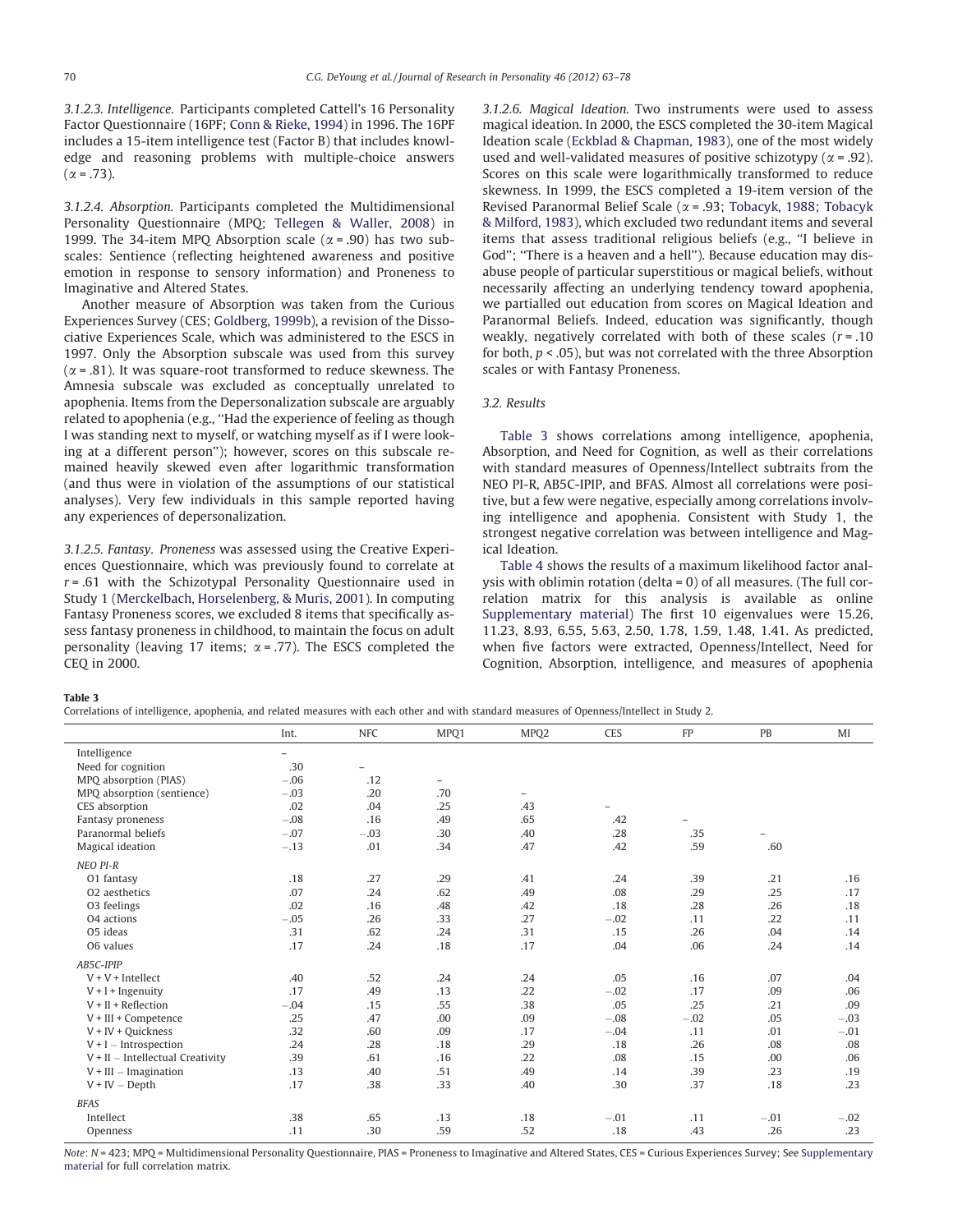3.1.2.3. *Intelligence.* Participants completed Cattell's 16 Personality Factor Questionnaire (16PF; Conn & Rieke, 1994) in 1996. The 16PF includes a 15-item intelligence test (Factor B) that includes knowledge and reasoning problems with multiple-choice answers ($\alpha = .73$).

3.1.2.4. *Absorption.* Participants completed the Multidimensional Personality Questionnaire (MPQ; Tellegen & Waller, 2008) in 1999. The 34-item MPQ Absorption scale ($\alpha = .90$) has two subscales: Sentience (reflecting heightened awareness and positive emotion in response to sensory information) and Proneness to Imaginative and Altered States.

Another measure of Absorption was taken from the Curious Experiences Survey (CES; Goldberg, 1999b), a revision of the Dissociative Experiences Scale, which was administered to the ESCS in 1997. Only the Absorption subscale was used from this survey ($\alpha = .81$). It was square-root transformed to reduce skewness. The Amnesia subscale was excluded as conceptually unrelated to apophenia. Items from the Depersonalization subscale are arguably related to apophenia (e.g., "Had the experience of feeling as though I was standing next to myself, or watching myself as if I were looking at a different person"); however, scores on this subscale remained heavily skewed even after logarithmic transformation (and thus were in violation of the assumptions of our statistical analyses). Very few individuals in this sample reported having any experiences of depersonalization.

3.1.2.5. *Fantasy.* Proneness was assessed using the Creative Experiences Questionnaire, which was previously found to correlate at $r = .61$ with the Schizotypal Personality Questionnaire used in Study 1 (Merckelbach, Horselenberg, & Muris, 2001). In computing Fantasy Proneness scores, we excluded 8 items that specifically assess fantasy proneness in childhood, to maintain the focus on adult personality (leaving 17 items; $\alpha = .77$). The ESCS completed the CEQ in 2000.

3.1.2.6. *Magical Ideation.* Two instruments were used to assess magical ideation. In 2000, the ESCS completed the 30-item Magical Ideation scale (Eckblad & Chapman, 1983), one of the most widely used and well-validated measures of positive schizotypy ($\alpha = .92$). Scores on this scale were logarithmically transformed to reduce skewness. In 1999, the ESCS completed a 19-item version of the Revised Paranormal Belief Scale ($\alpha = .93$; Tobacyk, 1988; Tobacyk & Milford, 1983), which excluded two redundant items and several items that assess traditional religious beliefs (e.g., "I believe in God"; "There is a heaven and a hell"). Because education may disabuse people of particular superstitious or magical beliefs, without necessarily affecting an underlying tendency toward apophenia, we partialled out education from scores on Magical Ideation and Paranormal Beliefs. Indeed, education was significantly, though weakly, negatively correlated with both of these scales ($r = .10$ for both, $p < .05$), but was not correlated with the three Absorption scales or with Fantasy Proneness.

### 3.2. Results

Table 3 shows correlations among intelligence, apophenia, Absorption, and Need for Cognition, as well as their correlations with standard measures of Openness/Intellect subtraits from the NEO PI-R, AB5C-IPIP, and BFAS. Almost all correlations were positive, but a few were negative, especially among correlations involving intelligence and apophenia. Consistent with Study 1, the strongest negative correlation was between intelligence and Magical Ideation.

Table 4 shows the results of a maximum likelihood factor analysis with oblimin rotation (delta = 0) of all measures. (The full correlation matrix for this analysis is available as online Supplementary material) The first 10 eigenvalues were 15.26, 11.23, 8.93, 6.55, 5.63, 2.50, 1.78, 1.59, 1.48, 1.41. As predicted, when five factors were extracted, Openness/Intellect, Need for Cognition, Absorption, intelligence, and measures of apophenia

**Table 3**
Correlations of intelligence, apophenia, and related measures with each other and with standard measures of Openness/Intellect in Study 2.

| | Int. | NFC | MPQ1 | MPQ2 | CES | FP | PB | MI |
|---|---|---|---|---|---|---|---|---|
| Intelligence | – | | | | | | | |
| Need for cognition | .30 | – | | | | | | |
| MPQ absorption (PIAS) | −.06 | .12 | – | | | | | |
| MPQ absorption (sentience) | −.03 | .20 | .70 | – | | | | |
| CES absorption | .02 | .04 | .25 | .43 | – | | | |
| Fantasy proneness | −.08 | .16 | .49 | .65 | .42 | – | | |
| Paranormal beliefs | −.07 | −.03 | .30 | .40 | .28 | .35 | – | |
| Magical ideation | −.13 | .01 | .34 | .47 | .42 | .59 | .60 | |
| *NEO PI-R* | | | | | | | | |
| O1 fantasy | .18 | .27 | .29 | .41 | .24 | .39 | .21 | .16 |
| O2 aesthetics | .07 | .24 | .62 | .49 | .08 | .29 | .25 | .17 |
| O3 feelings | .02 | .16 | .48 | .42 | .18 | .28 | .26 | .18 |
| O4 actions | −.05 | .26 | .33 | .27 | −.02 | .11 | .22 | .11 |
| O5 ideas | .31 | .62 | .24 | .31 | .15 | .26 | .04 | .14 |
| O6 values | .17 | .24 | .18 | .17 | .04 | .06 | .24 | .14 |
| *AB5C-IPIP* | | | | | | | | |
| V + V + Intellect | .40 | .52 | .24 | .24 | .05 | .16 | .07 | .04 |
| V + I + Ingenuity | .17 | .49 | .13 | .22 | −.02 | .17 | .09 | .06 |
| V + II + Reflection | −.04 | .15 | .55 | .38 | .05 | .25 | .21 | .09 |
| V + III + Competence | .25 | .47 | .00 | .09 | −.08 | −.02 | .05 | −.03 |
| V + IV + Quickness | .32 | .60 | .09 | .17 | −.04 | .11 | .01 | −.01 |
| V + I − Introspection | .24 | .28 | .18 | .29 | .18 | .26 | .08 | .08 |
| V + II − Intellectual Creativity | .39 | .61 | .16 | .22 | .08 | .15 | .00 | .06 |
| V + III − Imagination | .13 | .40 | .51 | .49 | .14 | .39 | .23 | .19 |
| V + IV − Depth | .17 | .38 | .33 | .40 | .30 | .37 | .18 | .23 |
| *BFAS* | | | | | | | | |
| Intellect | .38 | .65 | .13 | .18 | −.01 | .11 | −.01 | −.02 |
| Openness | .11 | .30 | .59 | .52 | .18 | .43 | .26 | .23 |

*Note*: $N = 423$; MPQ = Multidimensional Personality Questionnaire, PIAS = Proneness to Imaginative and Altered States, CES = Curious Experiences Survey; See Supplementary material for full correlation matrix.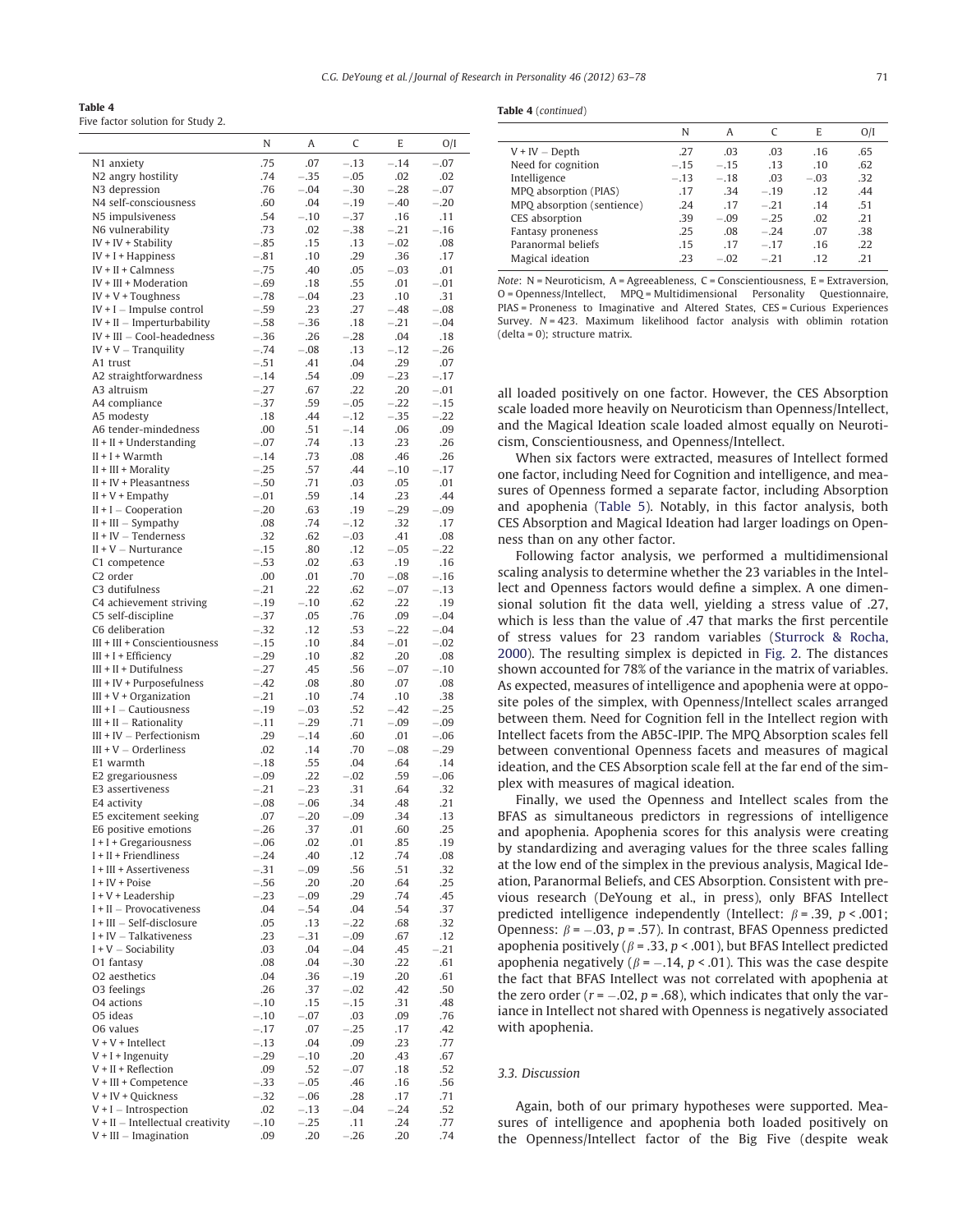**Table 4**
Five factor solution for Study 2.

| | N | A | C | E | O/I |
|---|---|---|---|---|---|
| N1 anxiety | .75 | .07 | −.13 | −.14 | −.07 |
| N2 angry hostility | .74 | −.35 | −.05 | .02 | .02 |
| N3 depression | .76 | −.04 | −.30 | −.28 | −.07 |
| N4 self-consciousness | .60 | .04 | −.19 | −.40 | −.20 |
| N5 impulsiveness | .54 | −.10 | −.37 | .16 | .11 |
| N6 vulnerability | .73 | .02 | −.38 | −.21 | −.16 |
| IV + IV + Stability | −.85 | .15 | .13 | −.02 | .08 |
| IV + I + Happiness | −.81 | .10 | .29 | .36 | .17 |
| IV + II + Calmness | −.75 | .40 | .05 | −.03 | .01 |
| IV + III + Moderation | −.69 | .18 | .55 | .01 | −.01 |
| IV + V + Toughness | −.78 | −.04 | .23 | .10 | .31 |
| IV + I − Impulse control | −.59 | .23 | .27 | −.48 | −.08 |
| IV + II − Imperturbability | −.58 | −.36 | .18 | −.21 | −.04 |
| IV + III − Cool-headedness | −.36 | .26 | −.28 | .04 | .18 |
| IV + V − Tranquility | −.74 | −.08 | .13 | −.12 | −.26 |
| A1 trust | −.51 | .41 | .04 | .29 | .07 |
| A2 straightforwardness | −.14 | .54 | .09 | −.23 | −.17 |
| A3 altruism | −.27 | .67 | .22 | .20 | −.01 |
| A4 compliance | −.37 | .59 | −.05 | −.22 | −.15 |
| A5 modesty | .18 | .44 | −.12 | −.35 | −.22 |
| A6 tender-mindedness | .00 | .51 | −.14 | .06 | .09 |
| II + II + Understanding | −.07 | .74 | .13 | .23 | .26 |
| II + I + Warmth | −.14 | .73 | .08 | .46 | .26 |
| II + III + Morality | −.25 | .57 | .44 | −.10 | −.17 |
| II + IV + Pleasantness | −.50 | .71 | .03 | .05 | .01 |
| II + V + Empathy | −.01 | .59 | .14 | .23 | .44 |
| II + I − Cooperation | −.20 | .63 | .19 | −.29 | −.09 |
| II + III − Sympathy | .08 | .74 | −.12 | .32 | .17 |
| II + IV − Tenderness | .32 | .62 | −.03 | .41 | .08 |
| II + V − Nurturance | −.15 | .80 | .12 | −.05 | −.22 |
| C1 competence | −.53 | .02 | .63 | .19 | .16 |
| C2 order | .00 | .01 | .70 | −.08 | −.16 |
| C3 dutifulness | −.21 | .22 | .62 | −.07 | −.13 |
| C4 achievement striving | −.19 | −.10 | .62 | .22 | .19 |
| C5 self-discipline | −.37 | .05 | .76 | .09 | −.04 |
| C6 deliberation | −.32 | .12 | .53 | −.22 | −.04 |
| III + III + Conscientiousness | −.15 | .10 | .84 | −.01 | −.02 |
| III + I + Efficiency | −.29 | .10 | .82 | .20 | .08 |
| III + II + Dutifulness | −.27 | .45 | .56 | −.07 | −.10 |
| III + IV + Purposefulness | −.42 | .08 | .80 | .07 | .08 |
| III + V + Organization | −.21 | .10 | .74 | .10 | .38 |
| III + I − Cautiousness | −.19 | −.03 | .52 | −.42 | −.25 |
| III + II − Rationality | −.11 | −.29 | .71 | −.09 | −.09 |
| III + IV − Perfectionism | .29 | −.14 | .60 | .01 | −.06 |
| III + V − Orderliness | .02 | .14 | .70 | −.08 | −.29 |
| E1 warmth | −.18 | .55 | .04 | .64 | .14 |
| E2 gregariousness | −.09 | .22 | −.02 | .59 | −.06 |
| E3 assertiveness | −.21 | −.23 | .31 | .64 | .32 |
| E4 activity | −.08 | −.06 | .34 | .48 | .21 |
| E5 excitement seeking | .07 | −.20 | −.09 | .34 | .13 |
| E6 positive emotions | −.26 | .37 | .01 | .60 | .25 |
| I + I + Gregariousness | −.06 | .02 | .01 | .85 | .19 |
| I + II + Friendliness | −.24 | .40 | .12 | .74 | .08 |
| I + III + Assertiveness | −.31 | −.09 | .56 | .51 | .32 |
| I + IV + Poise | −.56 | .20 | .20 | .64 | .25 |
| I + V + Leadership | −.23 | −.09 | .29 | .74 | .45 |
| I + II − Provocativeness | .04 | −.54 | .04 | .54 | .37 |
| I + III − Self-disclosure | .05 | .13 | −.22 | .68 | .32 |
| I + IV − Talkativeness | .23 | −.31 | −.09 | .67 | .12 |
| I + V − Sociability | .03 | .04 | −.04 | .45 | −.21 |
| O1 fantasy | .08 | .04 | −.30 | .22 | .61 |
| O2 aesthetics | .04 | .36 | −.19 | .20 | .61 |
| O3 feelings | .26 | .37 | −.02 | .42 | .50 |
| O4 actions | −.10 | .15 | −.15 | .31 | .48 |
| O5 ideas | −.10 | −.07 | .03 | .09 | .76 |
| O6 values | −.17 | .07 | −.25 | .17 | .42 |
| V + V + Intellect | −.13 | .04 | .09 | .23 | .77 |
| V + I + Ingenuity | −.29 | −.10 | .20 | .43 | .67 |
| V + II + Reflection | .09 | .52 | −.07 | .18 | .52 |
| V + III + Competence | −.33 | −.05 | .46 | .16 | .56 |
| V + IV + Quickness | −.32 | −.06 | .28 | .17 | .71 |
| V + I − Introspection | .02 | −.13 | −.04 | −.24 | .52 |
| V + II − Intellectual creativity | −.10 | −.25 | .11 | .24 | .77 |
| V + III − Imagination | .09 | .20 | −.26 | .20 | .74 |
| V + IV − Depth | .27 | .03 | .03 | .16 | .65 |
| Need for cognition | −.15 | −.15 | .13 | .10 | .62 |
| Intelligence | −.13 | −.18 | .03 | −.03 | .32 |
| MPQ absorption (PIAS) | .17 | .34 | −.19 | .12 | .44 |
| MPQ absorption (sentience) | .24 | .17 | −.21 | .14 | .51 |
| CES absorption | .39 | −.09 | −.25 | .02 | .21 |
| Fantasy proneness | .25 | .08 | −.24 | .07 | .38 |
| Paranormal beliefs | .15 | .17 | −.17 | .16 | .22 |
| Magical ideation | .23 | −.02 | −.21 | .12 | .21 |

*Note*: N = Neuroticism, A = Agreeableness, C = Conscientiousness, E = Extraversion, O = Openness/Intellect, MPQ = Multidimensional Personality Questionnaire, PIAS = Proneness to Imaginative and Altered States, CES = Curious Experiences Survey. N = 423. Maximum likelihood factor analysis with oblimin rotation (delta = 0); structure matrix.

all loaded positively on one factor. However, the CES Absorption scale loaded more heavily on Neuroticism than Openness/Intellect, and the Magical Ideation scale loaded almost equally on Neuroticism, Conscientiousness, and Openness/Intellect.

When six factors were extracted, measures of Intellect formed one factor, including Need for Cognition and intelligence, and measures of Openness formed a separate factor, including Absorption and apophenia (Table 5). Notably, in this factor analysis, both CES Absorption and Magical Ideation had larger loadings on Openness than on any other factor.

Following factor analysis, we performed a multidimensional scaling analysis to determine whether the 23 variables in the Intellect and Openness factors would define a simplex. A one dimensional solution fit the data well, yielding a stress value of .27, which is less than the value of .47 that marks the first percentile of stress values for 23 random variables (Sturrock & Rocha, 2000). The resulting simplex is depicted in Fig. 2. The distances shown accounted for 78% of the variance in the matrix of variables. As expected, measures of intelligence and apophenia were at opposite poles of the simplex, with Openness/Intellect scales arranged between them. Need for Cognition fell in the Intellect region with Intellect facets from the AB5C-IPIP. The MPQ Absorption scales fell between conventional Openness facets and measures of magical ideation, and the CES Absorption scale fell at the far end of the simplex with measures of magical ideation.

Finally, we used the Openness and Intellect scales from the BFAS as simultaneous predictors in regressions of intelligence and apophenia. Apophenia scores for this analysis were creating by standardizing and averaging values for the three scales falling at the low end of the simplex in the previous analysis, Magical Ideation, Paranormal Beliefs, and CES Absorption. Consistent with previous research (DeYoung et al., in press), only BFAS Intellect predicted intelligence independently (Intellect: $\beta = .39$, $p < .001$; Openness: $\beta = -.03$, $p = .57$). In contrast, BFAS Openness predicted apophenia positively ($\beta = .33$, $p < .001$), but BFAS Intellect predicted apophenia negatively ($\beta = -.14$, $p < .01$). This was the case despite the fact that BFAS Intellect was not correlated with apophenia at the zero order ($r = -.02$, $p = .68$), which indicates that only the variance in Intellect not shared with Openness is negatively associated with apophenia.

### 3.3. Discussion

Again, both of our primary hypotheses were supported. Measures of intelligence and apophenia both loaded positively on the Openness/Intellect factor of the Big Five (despite weak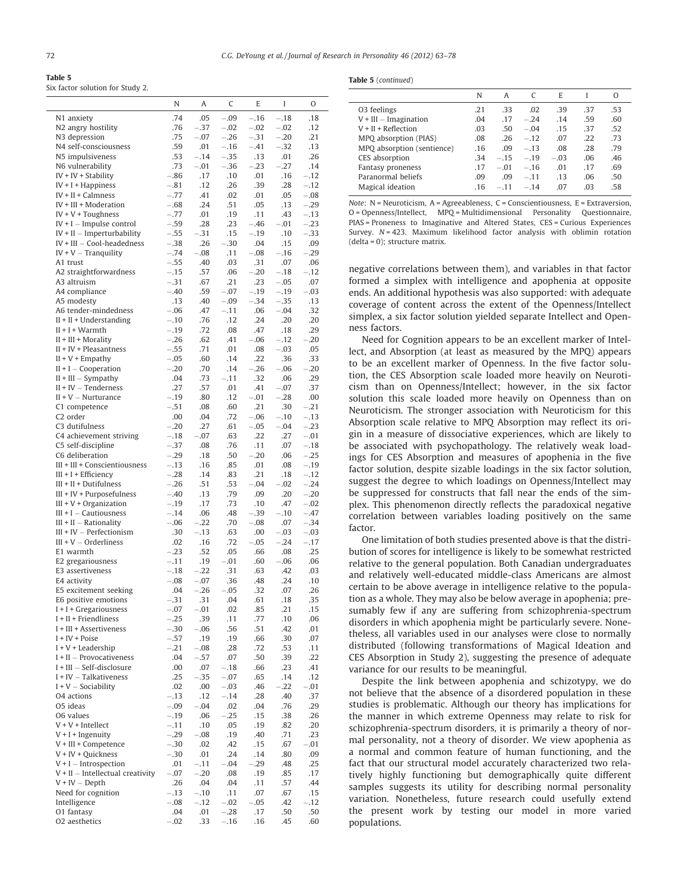**Table 5**
Six factor solution for Study 2.

| | N | A | C | E | I | O |
|---|---|---|---|---|---|---|
| N1 anxiety | .74 | .05 | −.09 | −.16 | −.18 | .18 |
| N2 angry hostility | .76 | −.37 | −.02 | −.02 | −.02 | .12 |
| N3 depression | .75 | −.07 | −.26 | −.31 | −.20 | .21 |
| N4 self-consciousness | .59 | .01 | −.16 | −.41 | −.32 | .13 |
| N5 impulsiveness | .53 | −.14 | −.35 | .13 | .01 | .26 |
| N6 vulnerability | .73 | −.01 | −.36 | −.23 | −.27 | .14 |
| IV + IV + Stability | −.86 | .17 | .10 | .01 | .16 | −.12 |
| IV + I + Happiness | −.81 | .12 | .26 | .39 | .28 | −.12 |
| IV + II + Calmness | −.77 | .41 | .02 | .01 | .05 | −.08 |
| IV + III + Moderation | −.68 | .24 | .51 | .05 | .13 | −.29 |
| IV + V + Toughness | −.77 | .01 | .19 | .11 | .43 | −.13 |
| IV + I − Impulse control | −.59 | .28 | .23 | −.46 | −.01 | −.23 |
| IV + II − Imperturbability | −.55 | −.31 | .15 | −.19 | .10 | −.33 |
| IV + III − Cool-headedness | −.38 | .26 | −.30 | .04 | .15 | .09 |
| IV + V − Tranquility | −.74 | −.08 | .11 | −.08 | −.16 | −.29 |
| A1 trust | −.55 | .40 | .03 | .31 | .07 | .06 |
| A2 straightforwardness | −.15 | .57 | .06 | −.20 | −.18 | −.12 |
| A3 altruism | −.31 | .67 | .21 | .23 | −.05 | .07 |
| A4 compliance | −.40 | .59 | −.07 | −.19 | −.19 | −.03 |
| A5 modesty | .13 | .40 | −.09 | −.34 | −.35 | .13 |
| A6 tender-mindedness | −.06 | .47 | −.11 | .06 | −.04 | .32 |
| II + II + Understanding | −.10 | .76 | .12 | .24 | .20 | .20 |
| II + I + Warmth | −.19 | .72 | .08 | .47 | .18 | .29 |
| II + III + Morality | −.26 | .62 | .41 | −.06 | −.12 | −.20 |
| II + IV + Pleasantness | −.55 | .71 | .01 | .08 | −.03 | .05 |
| II + V + Empathy | −.05 | .60 | .14 | .22 | .36 | .33 |
| II + I − Cooperation | −.20 | .70 | .14 | −.26 | −.06 | −.20 |
| II + III − Sympathy | .04 | .73 | −.11 | .32 | .06 | .29 |
| II + IV − Tenderness | .27 | .57 | .01 | .41 | −.07 | .37 |
| II + V − Nurturance | −.19 | .80 | .12 | −.01 | −.28 | .00 |
| C1 competence | −.51 | .08 | .60 | .21 | .30 | −.21 |
| C2 order | .00 | .04 | .72 | −.06 | −.10 | −.13 |
| C3 dutifulness | −.20 | .27 | .61 | −.05 | −.04 | −.23 |
| C4 achievement striving | −.18 | −.07 | .63 | .22 | .27 | −.01 |
| C5 self-discipline | −.37 | .08 | .76 | .11 | .07 | −.18 |
| C6 deliberation | −.29 | .18 | .50 | −.20 | .06 | −.25 |
| III + III + Conscientiousness | −.13 | .16 | .85 | .01 | .08 | −.19 |
| III + I + Efficiency | −.28 | .14 | .83 | .21 | .18 | −.12 |
| III + II + Dutifulness | −.26 | .51 | .53 | −.04 | −.02 | −.24 |
| III + IV + Purposefulness | −.40 | .13 | .79 | .09 | .20 | −.20 |
| III + V + Organization | −.19 | .17 | .73 | .10 | .47 | −.02 |
| III + I − Cautiousness | −.14 | .06 | .48 | −.39 | −.10 | −.47 |
| III + II − Rationality | −.06 | −.22 | .70 | −.08 | .07 | −.34 |
| III + IV − Perfectionism | .30 | −.13 | .63 | .00 | −.03 | −.03 |
| III + V − Orderliness | .02 | .16 | .72 | −.05 | −.24 | −.17 |
| E1 warmth | −.23 | .52 | .05 | .66 | .08 | .25 |
| E2 gregariousness | −.11 | .19 | −.01 | .60 | −.06 | .06 |
| E3 assertiveness | −.18 | −.22 | .31 | .63 | .42 | .03 |
| E4 activity | −.08 | −.07 | .36 | .48 | .24 | .10 |
| E5 excitement seeking | .04 | −.26 | −.05 | .32 | .07 | .26 |
| E6 positive emotions | −.31 | .31 | .04 | .61 | .18 | .35 |
| I + I + Gregariousness | −.07 | −.01 | .02 | .85 | .21 | .15 |
| I + II + Friendliness | −.25 | .39 | .11 | .77 | .10 | .06 |
| I + III + Assertiveness | −.30 | −.06 | .56 | .51 | .42 | .01 |
| I + IV + Poise | −.57 | .19 | .19 | .66 | .30 | .07 |
| I + V + Leadership | −.21 | −.08 | .28 | .72 | .53 | .11 |
| I + II − Provocativeness | .04 | −.57 | .07 | .50 | .39 | .22 |
| I + III − Self-disclosure | .00 | .07 | −.18 | .66 | .23 | .41 |
| I + IV − Talkativeness | .25 | −.35 | −.07 | .65 | .14 | .12 |
| I + V − Sociability | .02 | .00 | −.03 | .46 | −.22 | −.01 |
| O4 actions | −.13 | .12 | −.14 | .28 | .40 | .37 |
| O5 ideas | −.09 | −.04 | .02 | .04 | .76 | .29 |
| O6 values | −.19 | .06 | −.25 | .15 | .38 | .26 |
| V + V + Intellect | −.11 | .10 | .05 | .19 | .82 | .20 |
| V + I + Ingenuity | −.29 | −.08 | .19 | .40 | .71 | .23 |
| V + III + Competence | −.30 | .02 | .42 | .15 | .67 | −.01 |
| V + IV + Quickness | −.30 | .01 | .24 | .14 | .80 | .09 |
| V + I − Introspection | .01 | −.11 | −.04 | −.29 | .48 | .25 |
| V + II − Intellectual creativity | −.07 | −.20 | .08 | .19 | .85 | .17 |
| V + IV − Depth | .26 | .04 | .04 | .11 | .57 | .44 |
| Need for cognition | −.13 | −.10 | .11 | .07 | .67 | .15 |
| Intelligence | −.08 | −.12 | −.02 | −.05 | .42 | −.12 |
| O1 fantasy | .04 | .01 | −.28 | .17 | .50 | .50 |
| O2 aesthetics | −.02 | .33 | −.16 | .16 | .45 | .60 |
| O3 feelings | .21 | .33 | .02 | .39 | .37 | .53 |
| V + III − Imagination | .04 | .17 | −.24 | .14 | .59 | .60 |
| V + II + Reflection | .03 | .50 | −.04 | .15 | .37 | .52 |
| MPQ absorption (PIAS) | .08 | .26 | −.12 | .07 | .22 | .73 |
| MPQ absorption (sentience) | .16 | .09 | −.13 | .08 | .28 | .79 |
| CES absorption | .34 | −.15 | −.19 | −.03 | .06 | .46 |
| Fantasy proneness | .17 | −.01 | −.16 | .01 | .17 | .69 |
| Paranormal beliefs | .09 | .09 | −.11 | .13 | .06 | .50 |
| Magical ideation | .16 | −.11 | −.14 | .07 | .03 | .58 |

*Note*: N = Neuroticism, A = Agreeableness, C = Conscientiousness, E = Extraversion, O = Openness/Intellect, MPQ = Multidimensional Personality Questionnaire, PIAS = Proneness to Imaginative and Altered States, CES = Curious Experiences Survey. $N = 423$. Maximum likelihood factor analysis with oblimin rotation (delta = 0); structure matrix.

negative correlations between them), and variables in that factor formed a simplex with intelligence and apophenia at opposite ends. An additional hypothesis was also supported: with adequate coverage of content across the extent of the Openness/Intellect simplex, a six factor solution yielded separate Intellect and Openness factors.

Need for Cognition appears to be an excellent marker of Intellect, and Absorption (at least as measured by the MPQ) appears to be an excellent marker of Openness. In the five factor solution, the CES Absorption scale loaded more heavily on Neuroticism than on Openness/Intellect; however, in the six factor solution this scale loaded more heavily on Openness than on Neuroticism. The stronger association with Neuroticism for this Absorption scale relative to MPQ Absorption may reflect its origin in a measure of dissociative experiences, which are likely to be associated with psychopathology. The relatively weak loadings for CES Absorption and measures of apophenia in the five factor solution, despite sizable loadings in the six factor solution, suggest the degree to which loadings on Openness/Intellect may be suppressed for constructs that fall near the ends of the simplex. This phenomenon directly reflects the paradoxical negative correlation between variables loading positively on the same factor.

One limitation of both studies presented above is that the distribution of scores for intelligence is likely to be somewhat restricted relative to the general population. Both Canadian undergraduates and relatively well-educated middle-class Americans are almost certain to be above average in intelligence relative to the population as a whole. They may also be below average in apophenia; presumably few if any are suffering from schizophrenia-spectrum disorders in which apophenia might be particularly severe. Nonetheless, all variables used in our analyses were close to normally distributed (following transformations of Magical Ideation and CES Absorption in Study 2), suggesting the presence of adequate variance for our results to be meaningful.

Despite the link between apophenia and schizotypy, we do not believe that the absence of a disordered population in these studies is problematic. Although our theory has implications for the manner in which extreme Openness may relate to risk for schizophrenia-spectrum disorders, it is primarily a theory of normal personality, not a theory of disorder. We view apophenia as a normal and common feature of human functioning, and the fact that our structural model accurately characterized two relatively highly functioning but demographically quite different samples suggests its utility for describing normal personality variation. Nonetheless, future research could usefully extend the present work by testing our model in more varied populations.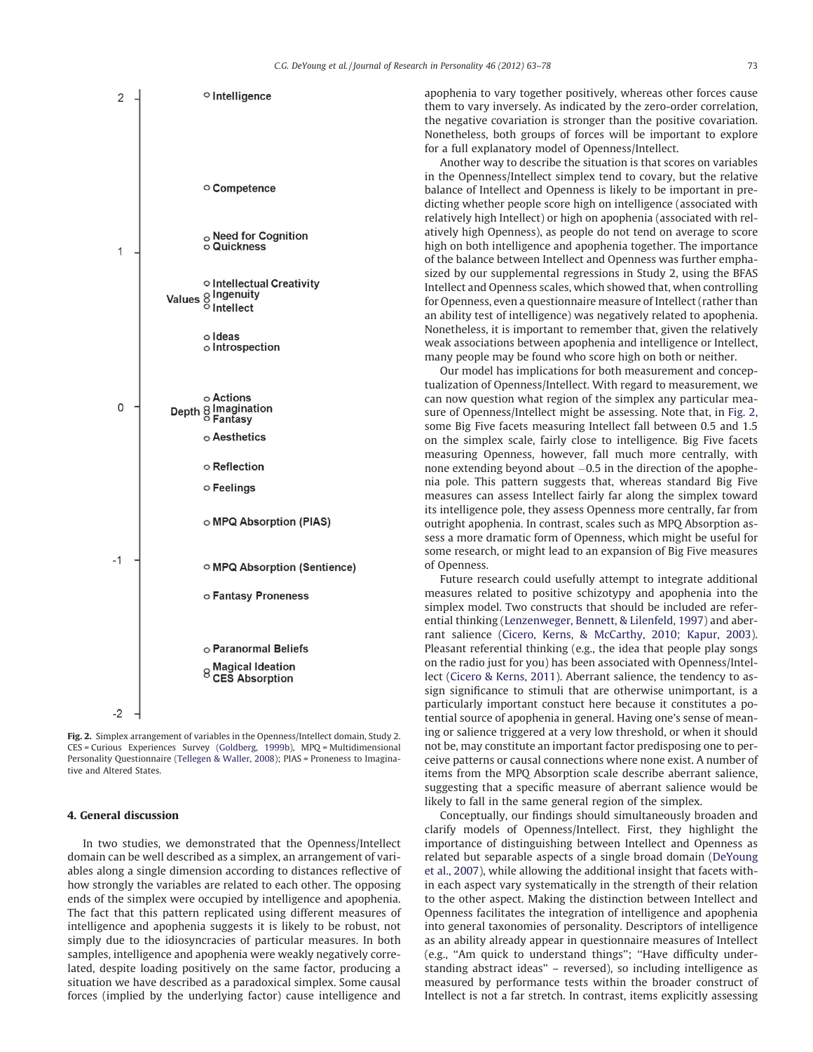2

○ Intelligence

○ Competence

○ Need for Cognition
○ Quickness

1

○ Intellectual Creativity
Values ○ Ingenuity
○ Intellect

○ Ideas
○ Introspection

○ Actions
Depth ○ Imagination
○ Fantasy

0

○ Aesthetics

○ Reflection

○ Feelings

○ MPQ Absorption (PIAS)

-1

○ MPQ Absorption (Sentience)

○ Fantasy Proneness

○ Paranormal Beliefs

○ Magical Ideation
○ CES Absorption

-2

**Fig. 2.** Simplex arrangement of variables in the Openness/Intellect domain, Study 2. CES = Curious Experiences Survey (Goldberg, 1999b), MPQ = Multidimensional Personality Questionnaire (Tellegen & Waller, 2008); PIAS = Proneness to Imaginative and Altered States.

## 4. General discussion

In two studies, we demonstrated that the Openness/Intellect domain can be well described as a simplex, an arrangement of variables along a single dimension according to distances reflective of how strongly the variables are related to each other. The opposing ends of the simplex were occupied by intelligence and apophenia. The fact that this pattern replicated using different measures of intelligence and apophenia suggests it is likely to be robust, not simply due to the idiosyncracies of particular measures. In both samples, intelligence and apophenia were weakly negatively correlated, despite loading positively on the same factor, producing a situation we have described as a paradoxical simplex. Some causal forces (implied by the underlying factor) cause intelligence and apophenia to vary together positively, whereas other forces cause them to vary inversely. As indicated by the zero-order correlation, the negative covariation is stronger than the positive covariation. Nonetheless, both groups of forces will be important to explore for a full explanatory model of Openness/Intellect.

Another way to describe the situation is that scores on variables in the Openness/Intellect simplex tend to covary, but the relative balance of Intellect and Openness is likely to be important in predicting whether people score high on intelligence (associated with relatively high Intellect) or high on apophenia (associated with relatively high Openness), as people do not tend on average to score high on both intelligence and apophenia together. The importance of the balance between Intellect and Openness was further emphasized by our supplemental regressions in Study 2, using the BFAS Intellect and Openness scales, which showed that, when controlling for Openness, even a questionnaire measure of Intellect (rather than an ability test of intelligence) was negatively related to apophenia. Nonetheless, it is important to remember that, given the relatively weak associations between apophenia and intelligence or Intellect, many people may be found who score high on both or neither.

Our model has implications for both measurement and conceptualization of Openness/Intellect. With regard to measurement, we can now question what region of the simplex any particular measure of Openness/Intellect might be assessing. Note that, in Fig. 2, some Big Five facets measuring Intellect fall between 0.5 and 1.5 on the simplex scale, fairly close to intelligence. Big Five facets measuring Openness, however, fall much more centrally, with none extending beyond about −0.5 in the direction of the apophenia pole. This pattern suggests that, whereas standard Big Five measures can assess Intellect fairly far along the simplex toward its intelligence pole, they assess Openness more centrally, far from outright apophenia. In contrast, scales such as MPQ Absorption assess a more dramatic form of Openness, which might be useful for some research, or might lead to an expansion of Big Five measures of Openness.

Future research could usefully attempt to integrate additional measures related to positive schizotypy and apophenia into the simplex model. Two constructs that should be included are referential thinking (Lenzenweger, Bennett, & Lilenfeld, 1997) and aberrant salience (Cicero, Kerns, & McCarthy, 2010; Kapur, 2003). Pleasant referential thinking (e.g., the idea that people play songs on the radio just for you) has been associated with Openness/Intellect (Cicero & Kerns, 2011). Aberrant salience, the tendency to assign significance to stimuli that are otherwise unimportant, is a particularly important constuct here because it constitutes a potential source of apophenia in general. Having one's sense of meaning or salience triggered at a very low threshold, or when it should not be, may constitute an important factor predisposing one to perceive patterns or causal connections where none exist. A number of items from the MPQ Absorption scale describe aberrant salience, suggesting that a specific measure of aberrant salience would be likely to fall in the same general region of the simplex.

Conceptually, our findings should simultaneously broaden and clarify models of Openness/Intellect. First, they highlight the importance of distinguishing between Intellect and Openness as related but separable aspects of a single broad domain (DeYoung et al., 2007), while allowing the additional insight that facets within each aspect vary systematically in the strength of their relation to the other aspect. Making the distinction between Intellect and Openness facilitates the integration of intelligence and apophenia into general taxonomies of personality. Descriptors of intelligence as an ability already appear in questionnaire measures of Intellect (e.g., ''Am quick to understand things''; ''Have difficulty understanding abstract ideas'' – reversed), so including intelligence as measured by performance tests within the broader construct of Intellect is not a far stretch. In contrast, items explicitly assessing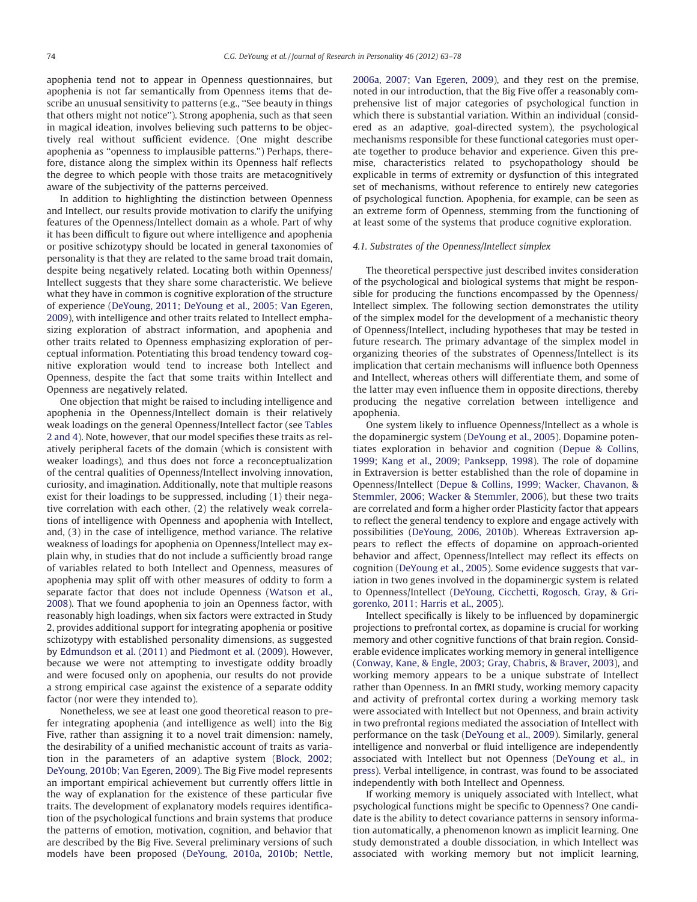apophenia tend not to appear in Openness questionnaires, but apophenia is not far semantically from Openness items that describe an unusual sensitivity to patterns (e.g., "See beauty in things that others might not notice"). Strong apophenia, such as that seen in magical ideation, involves believing such patterns to be objectively real without sufficient evidence. (One might describe apophenia as "openness to implausible patterns.") Perhaps, therefore, distance along the simplex within its Openness half reflects the degree to which people with those traits are metacognitively aware of the subjectivity of the patterns perceived.

In addition to highlighting the distinction between Openness and Intellect, our results provide motivation to clarify the unifying features of the Openness/Intellect domain as a whole. Part of why it has been difficult to figure out where intelligence and apophenia or positive schizotypy should be located in general taxonomies of personality is that they are related to the same broad trait domain, despite being negatively related. Locating both within Openness/Intellect suggests that they share some characteristic. We believe what they have in common is cognitive exploration of the structure of experience (DeYoung, 2011; DeYoung et al., 2005; Van Egeren, 2009), with intelligence and other traits related to Intellect emphasizing exploration of abstract information, and apophenia and other traits related to Openness emphasizing exploration of perceptual information. Potentiating this broad tendency toward cognitive exploration would tend to increase both Intellect and Openness, despite the fact that some traits within Intellect and Openness are negatively related.

One objection that might be raised to including intelligence and apophenia in the Openness/Intellect domain is their relatively weak loadings on the general Openness/Intellect factor (see Tables 2 and 4). Note, however, that our model specifies these traits as relatively peripheral facets of the domain (which is consistent with weaker loadings), and thus does not force a reconceptualization of the central qualities of Openness/Intellect involving innovation, curiosity, and imagination. Additionally, note that multiple reasons exist for their loadings to be suppressed, including (1) their negative correlation with each other, (2) the relatively weak correlations of intelligence with Openness and apophenia with Intellect, and, (3) in the case of intelligence, method variance. The relative weakness of loadings for apophenia on Openness/Intellect may explain why, in studies that do not include a sufficiently broad range of variables related to both Intellect and Openness, measures of apophenia may split off with other measures of oddity to form a separate factor that does not include Openness (Watson et al., 2008). That we found apophenia to join an Openness factor, with reasonably high loadings, when six factors were extracted in Study 2, provides additional support for integrating apophenia or positive schizotypy with established personality dimensions, as suggested by Edmundson et al. (2011) and Piedmont et al. (2009). However, because we were not attempting to investigate oddity broadly and were focused only on apophenia, our results do not provide a strong empirical case against the existence of a separate oddity factor (nor were they intended to).

Nonetheless, we see at least one good theoretical reason to prefer integrating apophenia (and intelligence as well) into the Big Five, rather than assigning it to a novel trait dimension: namely, the desirability of a unified mechanistic account of traits as variation in the parameters of an adaptive system (Block, 2002; DeYoung, 2010b; Van Egeren, 2009). The Big Five model represents an important empirical achievement but currently offers little in the way of explanation for the existence of these particular five traits. The development of explanatory models requires identification of the psychological functions and brain systems that produce the patterns of emotion, motivation, cognition, and behavior that are described by the Big Five. Several preliminary versions of such models have been proposed (DeYoung, 2010a, 2010b; Nettle, 2006a, 2007; Van Egeren, 2009), and they rest on the premise, noted in our introduction, that the Big Five offer a reasonably comprehensive list of major categories of psychological function in which there is substantial variation. Within an individual (considered as an adaptive, goal-directed system), the psychological mechanisms responsible for these functional categories must operate together to produce behavior and experience. Given this premise, characteristics related to psychopathology should be explicable in terms of extremity or dysfunction of this integrated set of mechanisms, without reference to entirely new categories of psychological function. Apophenia, for example, can be seen as an extreme form of Openness, stemming from the functioning of at least some of the systems that produce cognitive exploration.

### 4.1. Substrates of the Openness/Intellect simplex

The theoretical perspective just described invites consideration of the psychological and biological systems that might be responsible for producing the functions encompassed by the Openness/Intellect simplex. The following section demonstrates the utility of the simplex model for the development of a mechanistic theory of Openness/Intellect, including hypotheses that may be tested in future research. The primary advantage of the simplex model in organizing theories of the substrates of Openness/Intellect is its implication that certain mechanisms will influence both Openness and Intellect, whereas others will differentiate them, and some of the latter may even influence them in opposite directions, thereby producing the negative correlation between intelligence and apophenia.

One system likely to influence Openness/Intellect as a whole is the dopaminergic system (DeYoung et al., 2005). Dopamine potentiates exploration in behavior and cognition (Depue & Collins, 1999; Kang et al., 2009; Panksepp, 1998). The role of dopamine in Extraversion is better established than the role of dopamine in Openness/Intellect (Depue & Collins, 1999; Wacker, Chavanon, & Stemmler, 2006; Wacker & Stemmler, 2006), but these two traits are correlated and form a higher order Plasticity factor that appears to reflect the general tendency to explore and engage actively with possibilities (DeYoung, 2006, 2010b). Whereas Extraversion appears to reflect the effects of dopamine on approach-oriented behavior and affect, Openness/Intellect may reflect its effects on cognition (DeYoung et al., 2005). Some evidence suggests that variation in two genes involved in the dopaminergic system is related to Openness/Intellect (DeYoung, Cicchetti, Rogosch, Gray, & Grigorenko, 2011; Harris et al., 2005).

Intellect specifically is likely to be influenced by dopaminergic projections to prefrontal cortex, as dopamine is crucial for working memory and other cognitive functions of that brain region. Considerable evidence implicates working memory in general intelligence (Conway, Kane, & Engle, 2003; Gray, Chabris, & Braver, 2003), and working memory appears to be a unique substrate of Intellect rather than Openness. In an fMRI study, working memory capacity and activity of prefrontal cortex during a working memory task were associated with Intellect but not Openness, and brain activity in two prefrontal regions mediated the association of Intellect with performance on the task (DeYoung et al., 2009). Similarly, general intelligence and nonverbal or fluid intelligence are independently associated with Intellect but not Openness (DeYoung et al., in press). Verbal intelligence, in contrast, was found to be associated independently with both Intellect and Openness.

If working memory is uniquely associated with Intellect, what psychological functions might be specific to Openness? One candidate is the ability to detect covariance patterns in sensory information automatically, a phenomenon known as implicit learning. One study demonstrated a double dissociation, in which Intellect was associated with working memory but not implicit learning,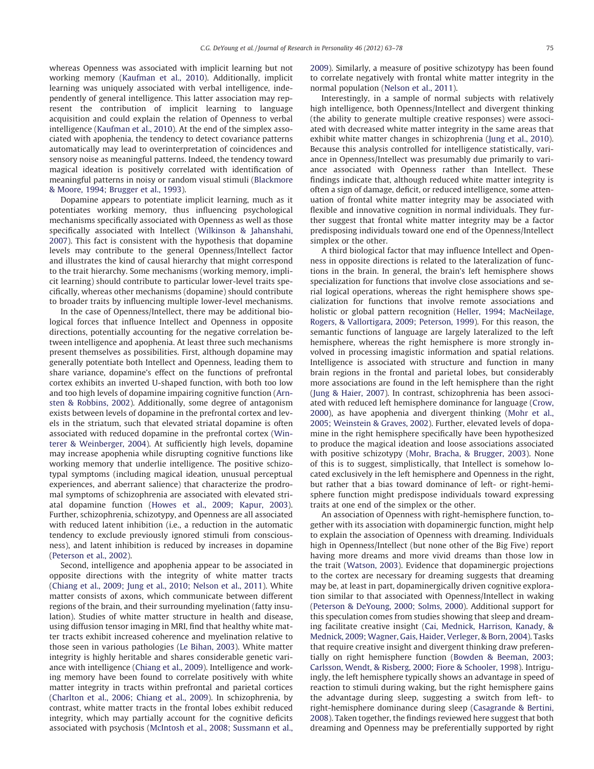whereas Openness was associated with implicit learning but not working memory (Kaufman et al., 2010). Additionally, implicit learning was uniquely associated with verbal intelligence, independently of general intelligence. This latter association may represent the contribution of implicit learning to language acquisition and could explain the relation of Openness to verbal intelligence (Kaufman et al., 2010). At the end of the simplex associated with apophenia, the tendency to detect covariance patterns automatically may lead to overinterpretation of coincidences and sensory noise as meaningful patterns. Indeed, the tendency toward magical ideation is positively correlated with identification of meaningful patterns in noisy or random visual stimuli (Blackmore & Moore, 1994; Brugger et al., 1993).

Dopamine appears to potentiate implicit learning, much as it potentiates working memory, thus influencing psychological mechanisms specifically associated with Openness as well as those specifically associated with Intellect (Wilkinson & Jahanshahi, 2007). This fact is consistent with the hypothesis that dopamine levels may contribute to the general Openness/Intellect factor and illustrates the kind of causal hierarchy that might correspond to the trait hierarchy. Some mechanisms (working memory, implicit learning) should contribute to particular lower-level traits specifically, whereas other mechanisms (dopamine) should contribute to broader traits by influencing multiple lower-level mechanisms.

In the case of Openness/Intellect, there may be additional biological forces that influence Intellect and Openness in opposite directions, potentially accounting for the negative correlation between intelligence and apophenia. At least three such mechanisms present themselves as possibilities. First, although dopamine may generally potentiate both Intellect and Openness, leading them to share variance, dopamine's effect on the functions of prefrontal cortex exhibits an inverted U-shaped function, with both too low and too high levels of dopamine impairing cognitive function (Arnsten & Robbins, 2002). Additionally, some degree of antagonism exists between levels of dopamine in the prefrontal cortex and levels in the striatum, such that elevated striatal dopamine is often associated with reduced dopamine in the prefrontal cortex (Winterer & Weinberger, 2004). At sufficiently high levels, dopamine may increase apophenia while disrupting cognitive functions like working memory that underlie intelligence. The positive schizotypal symptoms (including magical ideation, unusual perceptual experiences, and aberrant salience) that characterize the prodromal symptoms of schizophrenia are associated with elevated striatal dopamine function (Howes et al., 2009; Kapur, 2003). Further, schizophrenia, schizotypy, and Openness are all associated with reduced latent inhibition (i.e., a reduction in the automatic tendency to exclude previously ignored stimuli from consciousness), and latent inhibition is reduced by increases in dopamine (Peterson et al., 2002).

Second, intelligence and apophenia appear to be associated in opposite directions with the integrity of white matter tracts (Chiang et al., 2009; Jung et al., 2010; Nelson et al., 2011). White matter consists of axons, which communicate between different regions of the brain, and their surrounding myelination (fatty insulation). Studies of white matter structure in health and disease, using diffusion tensor imaging in MRI, find that healthy white matter tracts exhibit increased coherence and myelination relative to those seen in various pathologies (Le Bihan, 2003). White matter integrity is highly heritable and shares considerable genetic variance with intelligence (Chiang et al., 2009). Intelligence and working memory have been found to correlate positively with white matter integrity in tracts within prefrontal and parietal cortices (Charlton et al., 2006; Chiang et al., 2009). In schizophrenia, by contrast, white matter tracts in the frontal lobes exhibit reduced integrity, which may partially account for the cognitive deficits associated with psychosis (McIntosh et al., 2008; Sussmann et al., 2009). Similarly, a measure of positive schizotypy has been found to correlate negatively with frontal white matter integrity in the normal population (Nelson et al., 2011).

Interestingly, in a sample of normal subjects with relatively high intelligence, both Openness/Intellect and divergent thinking (the ability to generate multiple creative responses) were associated with decreased white matter integrity in the same areas that exhibit white matter changes in schizophrenia (Jung et al., 2010). Because this analysis controlled for intelligence statistically, variance in Openness/Intellect was presumably due primarily to variance associated with Openness rather than Intellect. These findings indicate that, although reduced white matter integrity is often a sign of damage, deficit, or reduced intelligence, some attenuation of frontal white matter integrity may be associated with flexible and innovative cognition in normal individuals. They further suggest that frontal white matter integrity may be a factor predisposing individuals toward one end of the Openness/Intellect simplex or the other.

A third biological factor that may influence Intellect and Openness in opposite directions is related to the lateralization of functions in the brain. In general, the brain's left hemisphere shows specialization for functions that involve close associations and serial logical operations, whereas the right hemisphere shows specialization for functions that involve remote associations and holistic or global pattern recognition (Heller, 1994; MacNeilage, Rogers, & Vallortigara, 2009; Peterson, 1999). For this reason, the semantic functions of language are largely lateralized to the left hemisphere, whereas the right hemisphere is more strongly involved in processing imagistic information and spatial relations. Intelligence is associated with structure and function in many brain regions in the frontal and parietal lobes, but considerably more associations are found in the left hemisphere than the right (Jung & Haier, 2007). In contrast, schizophrenia has been associated with reduced left hemisphere dominance for language (Crow, 2000), as have apophenia and divergent thinking (Mohr et al., 2005; Weinstein & Graves, 2002). Further, elevated levels of dopamine in the right hemisphere specifically have been hypothesized to produce the magical ideation and loose associations associated with positive schizotypy (Mohr, Bracha, & Brugger, 2003). None of this is to suggest, simplistically, that Intellect is somehow located exclusively in the left hemisphere and Openness in the right, but rather that a bias toward dominance of left- or right-hemisphere function might predispose individuals toward expressing traits at one end of the simplex or the other.

An association of Openness with right-hemisphere function, together with its association with dopaminergic function, might help to explain the association of Openness with dreaming. Individuals high in Openness/Intellect (but none other of the Big Five) report having more dreams and more vivid dreams than those low in the trait (Watson, 2003). Evidence that dopaminergic projections to the cortex are necessary for dreaming suggests that dreaming may be, at least in part, dopaminergically driven cognitive exploration similar to that associated with Openness/Intellect in waking (Peterson & DeYoung, 2000; Solms, 2000). Additional support for this speculation comes from studies showing that sleep and dreaming facilitate creative insight (Cai, Mednick, Harrison, Kanady, & Mednick, 2009; Wagner, Gais, Haider, Verleger, & Born, 2004). Tasks that require creative insight and divergent thinking draw preferentially on right hemisphere function (Bowden & Beeman, 2003; Carlsson, Wendt, & Risberg, 2000; Fiore & Schooler, 1998). Intriguingly, the left hemisphere typically shows an advantage in speed of reaction to stimuli during waking, but the right hemisphere gains the advantage during sleep, suggesting a switch from left- to right-hemisphere dominance during sleep (Casagrande & Bertini, 2008). Taken together, the findings reviewed here suggest that both dreaming and Openness may be preferentially supported by right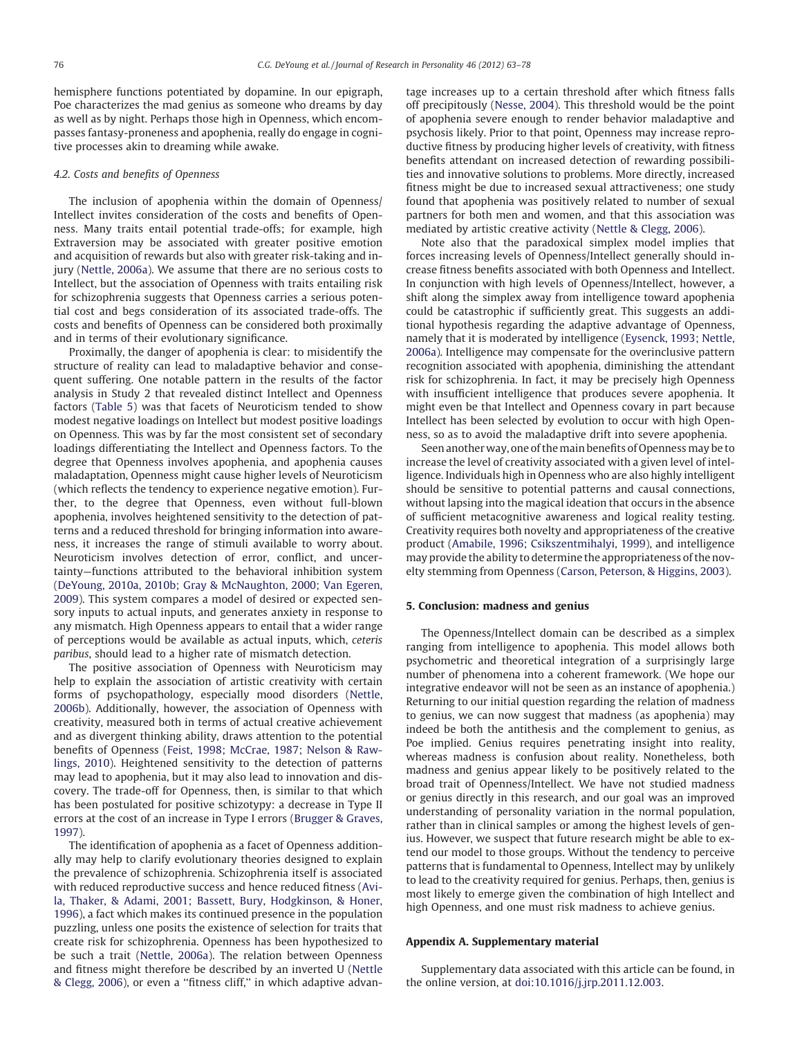hemisphere functions potentiated by dopamine. In our epigraph, Poe characterizes the mad genius as someone who dreams by day as well as by night. Perhaps those high in Openness, which encompasses fantasy-proneness and apophenia, really do engage in cognitive processes akin to dreaming while awake.

### 4.2. Costs and benefits of Openness

The inclusion of apophenia within the domain of Openness/Intellect invites consideration of the costs and benefits of Openness. Many traits entail potential trade-offs; for example, high Extraversion may be associated with greater positive emotion and acquisition of rewards but also with greater risk-taking and injury (Nettle, 2006a). We assume that there are no serious costs to Intellect, but the association of Openness with traits entailing risk for schizophrenia suggests that Openness carries a serious potential cost and begs consideration of its associated trade-offs. The costs and benefits of Openness can be considered both proximally and in terms of their evolutionary significance.

Proximally, the danger of apophenia is clear: to misidentify the structure of reality can lead to maladaptive behavior and consequent suffering. One notable pattern in the results of the factor analysis in Study 2 that revealed distinct Intellect and Openness factors (Table 5) was that facets of Neuroticism tended to show modest negative loadings on Intellect but modest positive loadings on Openness. This was by far the most consistent set of secondary loadings differentiating the Intellect and Openness factors. To the degree that Openness involves apophenia, and apophenia causes maladaptation, Openness might cause higher levels of Neuroticism (which reflects the tendency to experience negative emotion). Further, to the degree that Openness, even without full-blown apophenia, involves heightened sensitivity to the detection of patterns and a reduced threshold for bringing information into awareness, it increases the range of stimuli available to worry about. Neuroticism involves detection of error, conflict, and uncertainty—functions attributed to the behavioral inhibition system (DeYoung, 2010a, 2010b; Gray & McNaughton, 2000; Van Egeren, 2009). This system compares a model of desired or expected sensory inputs to actual inputs, and generates anxiety in response to any mismatch. High Openness appears to entail that a wider range of perceptions would be available as actual inputs, which, *ceteris paribus*, should lead to a higher rate of mismatch detection.

The positive association of Openness with Neuroticism may help to explain the association of artistic creativity with certain forms of psychopathology, especially mood disorders (Nettle, 2006b). Additionally, however, the association of Openness with creativity, measured both in terms of actual creative achievement and as divergent thinking ability, draws attention to the potential benefits of Openness (Feist, 1998; McCrae, 1987; Nelson & Rawlings, 2010). Heightened sensitivity to the detection of patterns may lead to apophenia, but it may also lead to innovation and discovery. The trade-off for Openness, then, is similar to that which has been postulated for positive schizotypy: a decrease in Type II errors at the cost of an increase in Type I errors (Brugger & Graves, 1997).

The identification of apophenia as a facet of Openness additionally may help to clarify evolutionary theories designed to explain the prevalence of schizophrenia. Schizophrenia itself is associated with reduced reproductive success and hence reduced fitness (Avila, Thaker, & Adami, 2001; Bassett, Bury, Hodgkinson, & Honer, 1996), a fact which makes its continued presence in the population puzzling, unless one posits the existence of selection for traits that create risk for schizophrenia. Openness has been hypothesized to be such a trait (Nettle, 2006a). The relation between Openness and fitness might therefore be described by an inverted U (Nettle & Clegg, 2006), or even a "fitness cliff," in which adaptive advantage increases up to a certain threshold after which fitness falls off precipitously (Nesse, 2004). This threshold would be the point of apophenia severe enough to render behavior maladaptive and psychosis likely. Prior to that point, Openness may increase reproductive fitness by producing higher levels of creativity, with fitness benefits attendant on increased detection of rewarding possibilities and innovative solutions to problems. More directly, increased fitness might be due to increased sexual attractiveness; one study found that apophenia was positively related to number of sexual partners for both men and women, and that this association was mediated by artistic creative activity (Nettle & Clegg, 2006).

Note also that the paradoxical simplex model implies that forces increasing levels of Openness/Intellect generally should increase fitness benefits associated with both Openness and Intellect. In conjunction with high levels of Openness/Intellect, however, a shift along the simplex away from intelligence toward apophenia could be catastrophic if sufficiently great. This suggests an additional hypothesis regarding the adaptive advantage of Openness, namely that it is moderated by intelligence (Eysenck, 1993; Nettle, 2006a). Intelligence may compensate for the overinclusive pattern recognition associated with apophenia, diminishing the attendant risk for schizophrenia. In fact, it may be precisely high Openness with insufficient intelligence that produces severe apophenia. It might even be that Intellect and Openness covary in part because Intellect has been selected by evolution to occur with high Openness, so as to avoid the maladaptive drift into severe apophenia.

Seen another way, one of the main benefits of Openness may be to increase the level of creativity associated with a given level of intelligence. Individuals high in Openness who are also highly intelligent should be sensitive to potential patterns and causal connections, without lapsing into the magical ideation that occurs in the absence of sufficient metacognitive awareness and logical reality testing. Creativity requires both novelty and appropriateness of the creative product (Amabile, 1996; Csikszentmihalyi, 1999), and intelligence may provide the ability to determine the appropriateness of the novelty stemming from Openness (Carson, Peterson, & Higgins, 2003).

## 5. Conclusion: madness and genius

The Openness/Intellect domain can be described as a simplex ranging from intelligence to apophenia. This model allows both psychometric and theoretical integration of a surprisingly large number of phenomena into a coherent framework. (We hope our integrative endeavor will not be seen as an instance of apophenia.) Returning to our initial question regarding the relation of madness to genius, we can now suggest that madness (as apophenia) may indeed be both the antithesis and the complement to genius, as Poe implied. Genius requires penetrating insight into reality, whereas madness is confusion about reality. Nonetheless, both madness and genius appear likely to be positively related to the broad trait of Openness/Intellect. We have not studied madness or genius directly in this research, and our goal was an improved understanding of personality variation in the normal population, rather than in clinical samples or among the highest levels of genius. However, we suspect that future research might be able to extend our model to those groups. Without the tendency to perceive patterns that is fundamental to Openness, Intellect may by unlikely to lead to the creativity required for genius. Perhaps, then, genius is most likely to emerge given the combination of high Intellect and high Openness, and one must risk madness to achieve genius.

## Appendix A. Supplementary material

Supplementary data associated with this article can be found, in the online version, at doi:10.1016/j.jrp.2011.12.003.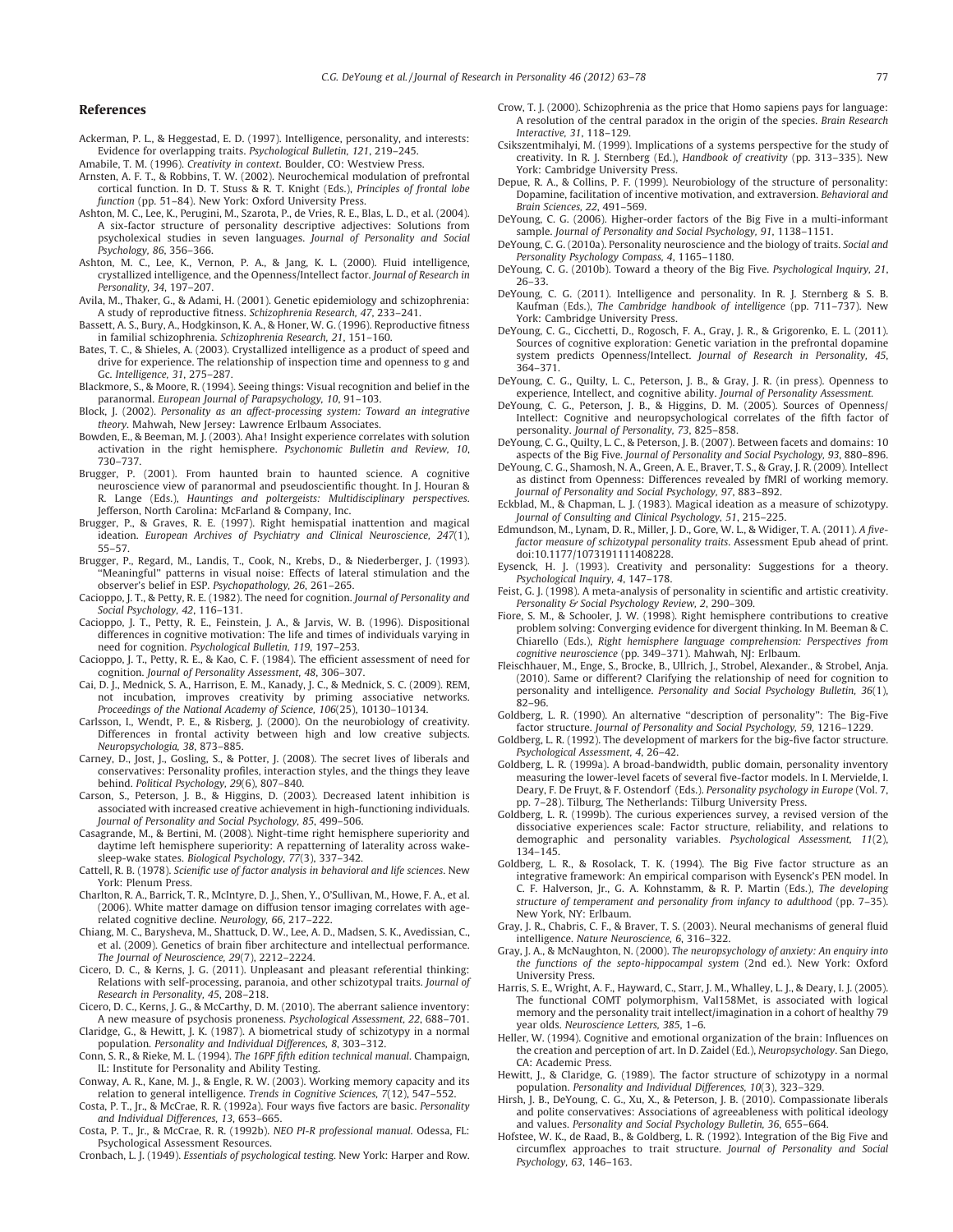## References

Ackerman, P. L., & Heggestad, E. D. (1997). Intelligence, personality, and interests: Evidence for overlapping traits. *Psychological Bulletin, 121*, 219–245.

Amabile, T. M. (1996). *Creativity in context*. Boulder, CO: Westview Press.

Arnsten, A. F. T., & Robbins, T. W. (2002). Neurochemical modulation of prefrontal cortical function. In D. T. Stuss & R. T. Knight (Eds.), *Principles of frontal lobe function* (pp. 51–84). New York: Oxford University Press.

Ashton, M. C., Lee, K., Perugini, M., Szarota, P., de Vries, R. E., Blas, L. D., et al. (2004). A six-factor structure of personality descriptive adjectives: Solutions from psycholexical studies in seven languages. *Journal of Personality and Social Psychology, 86*, 356–366.

Ashton, M. C., Lee, K., Vernon, P. A., & Jang, K. L. (2000). Fluid intelligence, crystallized intelligence, and the Openness/Intellect factor. *Journal of Research in Personality, 34*, 197–207.

Avila, M., Thaker, G., & Adami, H. (2001). Genetic epidemiology and schizophrenia: A study of reproductive fitness. *Schizophrenia Research, 47*, 233–241.

Bassett, A. S., Bury, A., Hodgkinson, K. A., & Honer, W. G. (1996). Reproductive fitness in familial schizophrenia. *Schizophrenia Research, 21*, 151–160.

Bates, T. C., & Shieles, A. (2003). Crystallized intelligence as a product of speed and drive for experience. The relationship of inspection time and openness to g and Gc. *Intelligence, 31*, 275–287.

Blackmore, S., & Moore, R. (1994). Seeing things: Visual recognition and belief in the paranormal. *European Journal of Parapsychology, 10*, 91–103.

Block, J. (2002). *Personality as an affect-processing system: Toward an integrative theory*. Mahwah, New Jersey: Lawrence Erlbaum Associates.

Bowden, E., & Beeman, M. J. (2003). Aha! Insight experience correlates with solution activation in the right hemisphere. *Psychonomic Bulletin and Review, 10*, 730–737.

Brugger, P. (2001). From haunted brain to haunted science. A cognitive neuroscience view of paranormal and pseudoscientific thought. In J. Houran & R. Lange (Eds.), *Hauntings and poltergeists: Multidisciplinary perspectives*. Jefferson, North Carolina: McFarland & Company, Inc.

Brugger, P., & Graves, R. E. (1997). Right hemispatial inattention and magical ideation. *European Archives of Psychiatry and Clinical Neuroscience, 247*(1), 55–57.

Brugger, P., Regard, M., Landis, T., Cook, N., Krebs, D., & Niederberger, J. (1993). "Meaningful" patterns in visual noise: Effects of lateral stimulation and the observer's belief in ESP. *Psychopathology, 26*, 261–265.

Cacioppo, J. T., & Petty, R. E. (1982). The need for cognition. *Journal of Personality and Social Psychology, 42*, 116–131.

Cacioppo, J. T., Petty, R. E., Feinstein, J. A., & Jarvis, W. B. (1996). Dispositional differences in cognitive motivation: The life and times of individuals varying in need for cognition. *Psychological Bulletin, 119*, 197–253.

Cacioppo, J. T., Petty, R. E., & Kao, C. F. (1984). The efficient assessment of need for cognition. *Journal of Personality Assessment, 48*, 306–307.

Cai, D. J., Mednick, S. A., Harrison, E. M., Kanady, J. C., & Mednick, S. C. (2009). REM, not incubation, improves creativity by priming associative networks. *Proceedings of the National Academy of Science, 106*(25), 10130–10134.

Carlsson, I., Wendt, P. E., & Risberg, J. (2000). On the neurobiology of creativity. Differences in frontal activity between high and low creative subjects. *Neuropsychologia, 38*, 873–885.

Carney, D., Jost, J., Gosling, S., & Potter, J. (2008). The secret lives of liberals and conservatives: Personality profiles, interaction styles, and the things they leave behind. *Political Psychology, 29*(6), 807–840.

Carson, S., Peterson, J. B., & Higgins, D. (2003). Decreased latent inhibition is associated with increased creative achievement in high-functioning individuals. *Journal of Personality and Social Psychology, 85*, 499–506.

Casagrande, M., & Bertini, M. (2008). Night-time right hemisphere superiority and daytime left hemisphere superiority: A repatterning of laterality across wake-sleep-wake states. *Biological Psychology, 77*(3), 337–342.

Cattell, R. B. (1978). *Scienific use of factor analysis in behavioral and life sciences*. New York: Plenum Press.

Charlton, R. A., Barrick, T. R., McIntyre, D. J., Shen, Y., O'Sullivan, M., Howe, F. A., et al. (2006). White matter damage on diffusion tensor imaging correlates with age-related cognitive decline. *Neurology, 66*, 217–222.

Chiang, M. C., Barysheva, M., Shattuck, D. W., Lee, A. D., Madsen, S. K., Avedissian, C., et al. (2009). Genetics of brain fiber architecture and intellectual performance. *The Journal of Neuroscience, 29*(7), 2212–2224.

Cicero, D. C., & Kerns, J. G. (2011). Unpleasant and pleasant referential thinking: Relations with self-processing, paranoia, and other schizotypal traits. *Journal of Research in Personality, 45*, 208–218.

Cicero, D. C., Kerns, J. G., & McCarthy, D. M. (2010). The aberrant salience inventory: A new measure of psychosis proneness. *Psychological Assessment, 22*, 688–701.

Claridge, G., & Hewitt, J. K. (1987). A biometrical study of schizotypy in a normal population. *Personality and Individual Differences, 8*, 303–312.

Conn, S. R., & Rieke, M. L. (1994). *The 16PF fifth edition technical manual*. Champaign, IL: Institute for Personality and Ability Testing.

Conway, A. R., Kane, M. J., & Engle, R. W. (2003). Working memory capacity and its relation to general intelligence. *Trends in Cognitive Sciences, 7*(12), 547–552.

Costa, P. T., Jr., & McCrae, R. R. (1992a). Four ways five factors are basic. *Personality and Individual Differences, 13*, 653–665.

Costa, P. T., Jr., & McCrae, R. R. (1992b). *NEO PI-R professional manual*. Odessa, FL: Psychological Assessment Resources.

Cronbach, L. J. (1949). *Essentials of psychological testing*. New York: Harper and Row.

Crow, T. J. (2000). Schizophrenia as the price that Homo sapiens pays for language: A resolution of the central paradox in the origin of the species. *Brain Research Interactive, 31*, 118–129.

Csikszentmihalyi, M. (1999). Implications of a systems perspective for the study of creativity. In R. J. Sternberg (Ed.), *Handbook of creativity* (pp. 313–335). New York: Cambridge University Press.

Depue, R. A., & Collins, P. F. (1999). Neurobiology of the structure of personality: Dopamine, facilitation of incentive motivation, and extraversion. *Behavioral and Brain Sciences, 22*, 491–569.

DeYoung, C. G. (2006). Higher-order factors of the Big Five in a multi-informant sample. *Journal of Personality and Social Psychology, 91*, 1138–1151.

DeYoung, C. G. (2010a). Personality neuroscience and the biology of traits. *Social and Personality Psychology Compass, 4*, 1165–1180.

DeYoung, C. G. (2010b). Toward a theory of the Big Five. *Psychological Inquiry, 21*, 26–33.

DeYoung, C. G. (2011). Intelligence and personality. In R. J. Sternberg & S. B. Kaufman (Eds.), *The Cambridge handbook of intelligence* (pp. 711–737). New York: Cambridge University Press.

DeYoung, C. G., Cicchetti, D., Rogosch, F. A., Gray, J. R., & Grigorenko, E. L. (2011). Sources of cognitive exploration: Genetic variation in the prefrontal dopamine system predicts Openness/Intellect. *Journal of Research in Personality, 45*, 364–371.

DeYoung, C. G., Quilty, L. C., Peterson, J. B., & Gray, J. R. (in press). Openness to experience, Intellect, and cognitive ability. *Journal of Personality Assessment.*

DeYoung, C. G., Peterson, J. B., & Higgins, D. M. (2005). Sources of Openness/Intellect: Cognitive and neuropsychological correlates of the fifth factor of personality. *Journal of Personality, 73*, 825–858.

DeYoung, C. G., Quilty, L. C., & Peterson, J. B. (2007). Between facets and domains: 10 aspects of the Big Five. *Journal of Personality and Social Psychology, 93*, 880–896.

DeYoung, C. G., Shamosh, N. A., Green, A. E., Braver, T. S., & Gray, J. R. (2009). Intellect as distinct from Openness: Differences revealed by fMRI of working memory. *Journal of Personality and Social Psychology, 97*, 883–892.

Eckblad, M., & Chapman, L. J. (1983). Magical ideation as a measure of schizotypy. *Journal of Consulting and Clinical Psychology, 51*, 215–225.

Edmundson, M., Lynam, D. R., Miller, J. D., Gore, W. L., & Widiger, T. A. (2011). *A five-factor measure of schizotypal personality traits*. Assessment Epub ahead of print. doi:10.1177/1073191111408228.

Eysenck, H. J. (1993). Creativity and personality: Suggestions for a theory. *Psychological Inquiry, 4*, 147–178.

Feist, G. J. (1998). A meta-analysis of personality in scientific and artistic creativity. *Personality & Social Psychology Review, 2*, 290–309.

Fiore, S. M., & Schooler, J. W. (1998). Right hemisphere contributions to creative problem solving: Converging evidence for divergent thinking. In M. Beeman & C. Chiarello (Eds.), *Right hemisphere language comprehension: Perspectives from cognitive neuroscience* (pp. 349–371). Mahwah, NJ: Erlbaum.

Fleischhauer, M., Enge, S., Brocke, B., Ullrich, J., Strobel, Alexander., & Strobel, Anja. (2010). Same or different? Clarifying the relationship of need for cognition to personality and intelligence. *Personality and Social Psychology Bulletin, 36*(1), 82–96.

Goldberg, L. R. (1990). An alternative "description of personality": The Big-Five factor structure. *Journal of Personality and Social Psychology, 59*, 1216–1229.

Goldberg, L. R. (1992). The development of markers for the big-five factor structure. *Psychological Assessment, 4*, 26–42.

Goldberg, L. R. (1999a). A broad-bandwidth, public domain, personality inventory measuring the lower-level facets of several five-factor models. In I. Mervielde, I. Deary, F. De Fruyt, & F. Ostendorf (Eds.), *Personality psychology in Europe* (Vol. 7, pp. 7–28). Tilburg, The Netherlands: Tilburg University Press.

Goldberg, L. R. (1999b). The curious experiences survey, a revised version of the dissociative experiences scale: Factor structure, reliability, and relations to demographic and personality variables. *Psychological Assessment, 11*(2), 134–145.

Goldberg, L. R., & Rosolack, T. K. (1994). The Big Five factor structure as an integrative framework: An empirical comparison with Eysenck's PEN model. In C. F. Halverson, Jr., G. A. Kohnstamm, & R. P. Martin (Eds.), *The developing structure of temperament and personality from infancy to adulthood* (pp. 7–35). New York, NY: Erlbaum.

Gray, J. R., Chabris, C. F., & Braver, T. S. (2003). Neural mechanisms of general fluid intelligence. *Nature Neuroscience, 6*, 316–322.

Gray, J. A., & McNaughton, N. (2000). *The neuropsychology of anxiety: An enquiry into the functions of the septo-hippocampal system* (2nd ed.). New York: Oxford University Press.

Harris, S. E., Wright, A. F., Hayward, C., Starr, J. M., Whalley, L. J., & Deary, I. J. (2005). The functional COMT polymorphism, Val158Met, is associated with logical memory and the personality trait intellect/imagination in a cohort of healthy 79 year olds. *Neuroscience Letters, 385*, 1–6.

Heller, W. (1994). Cognitive and emotional organization of the brain: Influences on the creation and perception of art. In D. Zaidel (Ed.), *Neuropsychology*. San Diego, CA: Academic Press.

Hewitt, J., & Claridge, G. (1989). The factor structure of schizotypy in a normal population. *Personality and Individual Differences, 10*(3), 323–329.

Hirsh, J. B., DeYoung, C. G., Xu, X., & Peterson, J. B. (2010). Compassionate liberals and polite conservatives: Associations of agreeableness with political ideology and values. *Personality and Social Psychology Bulletin, 36*, 655–664.

Hofstee, W. K., de Raad, B., & Goldberg, L. R. (1992). Integration of the Big Five and circumflex approaches to trait structure. *Journal of Personality and Social Psychology, 63*, 146–163.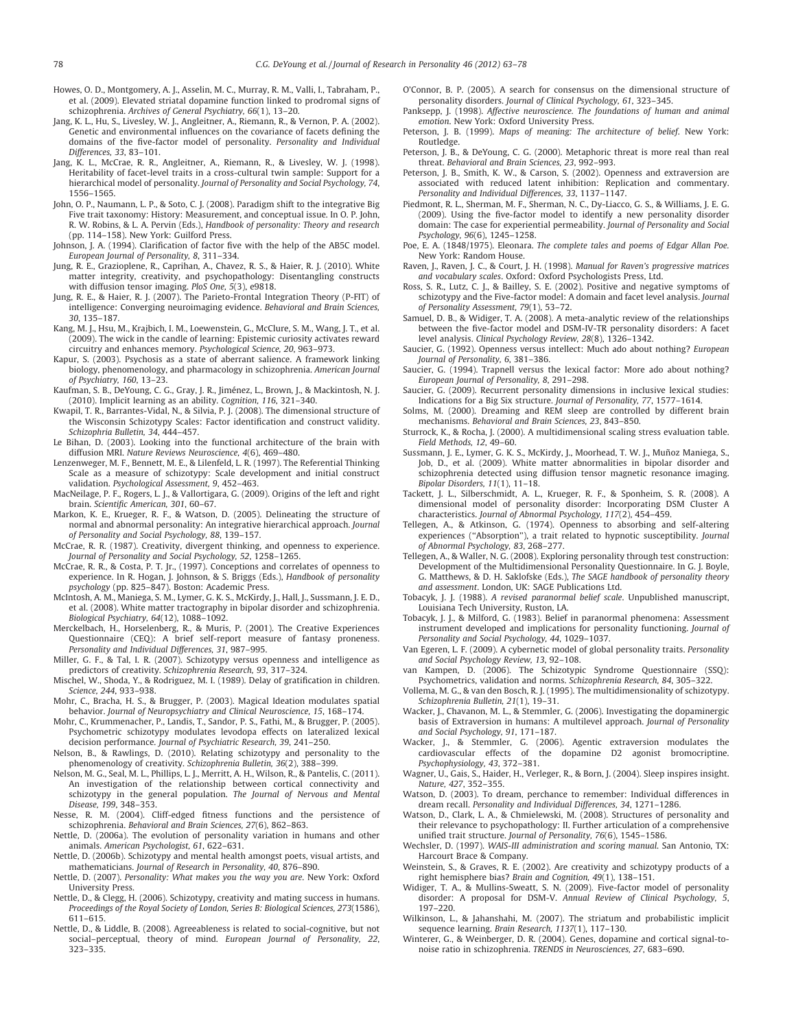Howes, O. D., Montgomery, A. J., Asselin, M. C., Murray, R. M., Valli, I., Tabraham, P., et al. (2009). Elevated striatal dopamine function linked to prodromal signs of schizophrenia. *Archives of General Psychiatry, 66*(1), 13–20.

Jang, K. L., Hu, S., Livesley, W. J., Angleitner, A., Riemann, R., & Vernon, P. A. (2002). Genetic and environmental influences on the covariance of facets defining the domains of the five-factor model of personality. *Personality and Individual Differences, 33*, 83–101.

Jang, K. L., McCrae, R. R., Angleitner, A., Riemann, R., & Livesley, W. J. (1998). Heritability of facet-level traits in a cross-cultural twin sample: Support for a hierarchical model of personality. *Journal of Personality and Social Psychology, 74*, 1556–1565.

John, O. P., Naumann, L. P., & Soto, C. J. (2008). Paradigm shift to the integrative Big Five trait taxonomy: History: Measurement, and conceptual issue. In O. P. John, R. W. Robins, & L. A. Pervin (Eds.), *Handbook of personality: Theory and research* (pp. 114–158). New York: Guilford Press.

Johnson, J. A. (1994). Clarification of factor five with the help of the AB5C model. *European Journal of Personality, 8*, 311–334.

Jung, R. E., Grazioplene, R., Caprihan, A., Chavez, R. S., & Haier, R. J. (2010). White matter integrity, creativity, and psychopathology: Disentangling constructs with diffusion tensor imaging. *PloS One, 5*(3), e9818.

Jung, R. E., & Haier, R. J. (2007). The Parieto-Frontal Integration Theory (P-FIT) of intelligence: Converging neuroimaging evidence. *Behavioral and Brain Sciences, 30*, 135–187.

Kang, M. J., Hsu, M., Krajbich, I. M., Loewenstein, G., McClure, S. M., Wang, J. T., et al. (2009). The wick in the candle of learning: Epistemic curiosity activates reward circuitry and enhances memory. *Psychological Science, 20*, 963–973.

Kapur, S. (2003). Psychosis as a state of aberrant salience. A framework linking biology, phenomenology, and pharmacology in schizophrenia. *American Journal of Psychiatry, 160*, 13–23.

Kaufman, S. B., DeYoung, C. G., Gray, J. R., Jiménez, L., Brown, J., & Mackintosh, N. J. (2010). Implicit learning as an ability. *Cognition, 116*, 321–340.

Kwapil, T. R., Barrantes-Vidal, N., & Silvia, P. J. (2008). The dimensional structure of the Wisconsin Schizotypy Scales: Factor identification and construct validity. *Schizophria Bulletin, 34*, 444–457.

Le Bihan, D. (2003). Looking into the functional architecture of the brain with diffusion MRI. *Nature Reviews Neuroscience, 4*(6), 469–480.

Lenzenweger, M. F., Bennett, M. E., & Lilenfeld, L. R. (1997). The Referential Thinking Scale as a measure of schizotypy: Scale development and initial construct validation. *Psychological Assessment, 9*, 452–463.

MacNeilage, P. F., Rogers, L. J., & Vallortigara, G. (2009). Origins of the left and right brain. *Scientific American, 301*, 60–67.

Markon, K. E., Krueger, R. F., & Watson, D. (2005). Delineating the structure of normal and abnormal personality: An integrative hierarchical approach. *Journal of Personality and Social Psychology, 88*, 139–157.

McCrae, R. R. (1987). Creativity, divergent thinking, and openness to experience. *Journal of Personality and Social Psychology, 52*, 1258–1265.

McCrae, R. R., & Costa, P. T. Jr., (1997). Conceptions and correlates of openness to experience. In R. Hogan, J. Johnson, & S. Briggs (Eds.), *Handbook of personality psychology* (pp. 825–847). Boston: Academic Press.

McIntosh, A. M., Maniega, S. M., Lymer, G. K. S., McKirdy, J., Hall, J., Sussmann, J. E. D., et al. (2008). White matter tractography in bipolar disorder and schizophrenia. *Biological Psychiatry, 64*(12), 1088–1092.

Merckelbach, H., Horselenberg, R., & Muris, P. (2001). The Creative Experiences Questionnaire (CEQ): A brief self-report measure of fantasy proneness. *Personality and Individual Differences, 31*, 987–995.

Miller, G. F., & Tal, I. R. (2007). Schizotypy versus openness and intelligence as predictors of creativity. *Schizophrenia Research, 93*, 317–324.

Mischel, W., Shoda, Y., & Rodriguez, M. I. (1989). Delay of gratification in children. *Science, 244*, 933–938.

Mohr, C., Bracha, H. S., & Brugger, P. (2003). Magical Ideation modulates spatial behavior. *Journal of Neuropsychiatry and Clinical Neuroscience, 15*, 168–174.

Mohr, C., Krummenacher, P., Landis, T., Sandor, P. S., Fathi, M., & Brugger, P. (2005). Psychometric schizotypy modulates levodopa effects on lateralized lexical decision performance. *Journal of Psychiatric Research, 39*, 241–250.

Nelson, B., & Rawlings, D. (2010). Relating schizotypy and personality to the phenomenology of creativity. *Schizophrenia Bulletin, 36*(2), 388–399.

Nelson, M. G., Seal, M. L., Phillips, L. J., Merritt, A. H., Wilson, R., & Pantelis, C. (2011). An investigation of the relationship between cortical connectivity and schizotypy in the general population. *The Journal of Nervous and Mental Disease, 199*, 348–353.

Nesse, R. M. (2004). Cliff-edged fitness functions and the persistence of schizophrenia. *Behavioral and Brain Sciences, 27*(6), 862–863.

Nettle, D. (2006a). The evolution of personality variation in humans and other animals. *American Psychologist, 61*, 622–631.

Nettle, D. (2006b). Schizotypy and mental health amongst poets, visual artists, and mathematicians. *Journal of Research in Personality, 40*, 876–890.

Nettle, D. (2007). *Personality: What makes you the way you are*. New York: Oxford University Press.

Nettle, D., & Clegg, H. (2006). Schizotypy, creativity and mating success in humans. *Proceedings of the Royal Society of London, Series B: Biological Sciences, 273*(1586), 611–615.

Nettle, D., & Liddle, B. (2008). Agreeableness is related to social-cognitive, but not social–perceptual, theory of mind. *European Journal of Personality, 22*, 323–335.

O'Connor, B. P. (2005). A search for consensus on the dimensional structure of personality disorders. *Journal of Clinical Psychology, 61*, 323–345.

Panksepp, J. (1998). *Affective neuroscience. The foundations of human and animal emotion*. New York: Oxford University Press.

Peterson, J. B. (1999). *Maps of meaning: The architecture of belief*. New York: Routledge.

Peterson, J. B., & DeYoung, C. G. (2000). Metaphoric threat is more real than real threat. *Behavioral and Brain Sciences, 23*, 992–993.

Peterson, J. B., Smith, K. W., & Carson, S. (2002). Openness and extraversion are associated with reduced latent inhibition: Replication and commentary. *Personality and Individual Differences, 33*, 1137–1147.

Piedmont, R. L., Sherman, M. F., Sherman, N. C., Dy-Liacco, G. S., & Williams, J. E. G. (2009). Using the five-factor model to identify a new personality disorder domain: The case for experiential permeability. *Journal of Personality and Social Psychology, 96*(6), 1245–1258.

Poe, E. A. (1848/1975). Eleonara. *The complete tales and poems of Edgar Allan Poe*. New York: Random House.

Raven, J., Raven, J. C., & Court, J. H. (1998). *Manual for Raven's progressive matrices and vocabulary scales*. Oxford: Oxford Psychologists Press, Ltd.

Ross, S. R., Lutz, C. J., & Bailley, S. E. (2002). Positive and negative symptoms of schizotypy and the Five-factor model: A domain and facet level analysis. *Journal of Personality Assessment, 79*(1), 53–72.

Samuel, D. B., & Widiger, T. A. (2008). A meta-analytic review of the relationships between the five-factor model and DSM-IV-TR personality disorders: A facet level analysis. *Clinical Psychology Review, 28*(8), 1326–1342.

Saucier, G. (1992). Openness versus intellect: Much ado about nothing? *European Journal of Personality, 6*, 381–386.

Saucier, G. (1994). Trapnell versus the lexical factor: More ado about nothing? *European Journal of Personality, 8*, 291–298.

Saucier, G. (2009). Recurrent personality dimensions in inclusive lexical studies: Indications for a Big Six structure. *Journal of Personality, 77*, 1577–1614.

Solms, M. (2000). Dreaming and REM sleep are controlled by different brain mechanisms. *Behavioral and Brain Sciences, 23*, 843–850.

Sturrock, K., & Rocha, J. (2000). A multidimensional scaling stress evaluation table. *Field Methods, 12*, 49–60.

Sussmann, J. E., Lymer, G. K. S., McKirdy, J., Moorhead, T. W. J., Muñoz Maniega, S., Job, D., et al. (2009). White matter abnormalities in bipolar disorder and schizophrenia detected using diffusion tensor magnetic resonance imaging. *Bipolar Disorders, 11*(1), 11–18.

Tackett, J. L., Silberschmidt, A. L., Krueger, R. F., & Sponheim, S. R. (2008). A dimensional model of personality disorder: Incorporating DSM Cluster A characteristics. *Journal of Abnormal Psychology, 117*(2), 454–459.

Tellegen, A., & Atkinson, G. (1974). Openness to absorbing and self-altering experiences ("Absorption"), a trait related to hypnotic susceptibility. *Journal of Abnormal Psychology, 83*, 268–277.

Tellegen, A., & Waller, N. G. (2008). Exploring personality through test construction: Development of the Multidimensional Personality Questionnaire. In G. J. Boyle, G. Matthews, & D. H. Saklofske (Eds.), *The SAGE handbook of personality theory and assessment*. London, UK: SAGE Publications Ltd.

Tobacyk, J. J. (1988). *A revised paranormal belief scale*. Unpublished manuscript, Louisiana Tech University, Ruston, LA.

Tobacyk, J. J., & Milford, G. (1983). Belief in paranormal phenomena: Assessment instrument developed and implications for personality functioning. *Journal of Personality and Social Psychology, 44*, 1029–1037.

Van Egeren, L. F. (2009). A cybernetic model of global personality traits. *Personality and Social Psychology Review, 13*, 92–108.

van Kampen, D. (2006). The Schizotypic Syndrome Questionnaire (SSQ): Psychometrics, validation and norms. *Schizophrenia Research, 84*, 305–322.

Vollema, M. G., & van den Bosch, R. J. (1995). The multidimensionality of schizotypy. *Schizophrenia Bulletin, 21*(1), 19–31.

Wacker, J., Chavanon, M. L., & Stemmler, G. (2006). Investigating the dopaminergic basis of Extraversion in humans: A multilevel approach. *Journal of Personality and Social Psychology, 91*, 171–187.

Wacker, J., & Stemmler, G. (2006). Agentic extraversion modulates the cardiovascular effects of the dopamine D2 agonist bromocriptine. *Psychophysiology, 43*, 372–381.

Wagner, U., Gais, S., Haider, H., Verleger, R., & Born, J. (2004). Sleep inspires insight. *Nature, 427*, 352–355.

Watson, D. (2003). To dream, perchance to remember: Individual differences in dream recall. *Personality and Individual Differences, 34*, 1271–1286.

Watson, D., Clark, L. A., & Chmielewski, M. (2008). Structures of personality and their relevance to psychopathology: II. Further articulation of a comprehensive unified trait structure. *Journal of Personality, 76*(6), 1545–1586.

Wechsler, D. (1997). *WAIS-III administration and scoring manual*. San Antonio, TX: Harcourt Brace & Company.

Weinstein, S., & Graves, R. E. (2002). Are creativity and schizotypy products of a right hemisphere bias? *Brain and Cognition, 49*(1), 138–151.

Widiger, T. A., & Mullins-Sweatt, S. N. (2009). Five-factor model of personality disorder: A proposal for DSM-V. *Annual Review of Clinical Psychology, 5*, 197–220.

Wilkinson, L., & Jahanshahi, M. (2007). The striatum and probabilistic implicit sequence learning. *Brain Research, 1137*(1), 117–130.

Winterer, G., & Weinberger, D. R. (2004). Genes, dopamine and cortical signal-to-noise ratio in schizophrenia. *TRENDS in Neurosciences, 27*, 683–690.